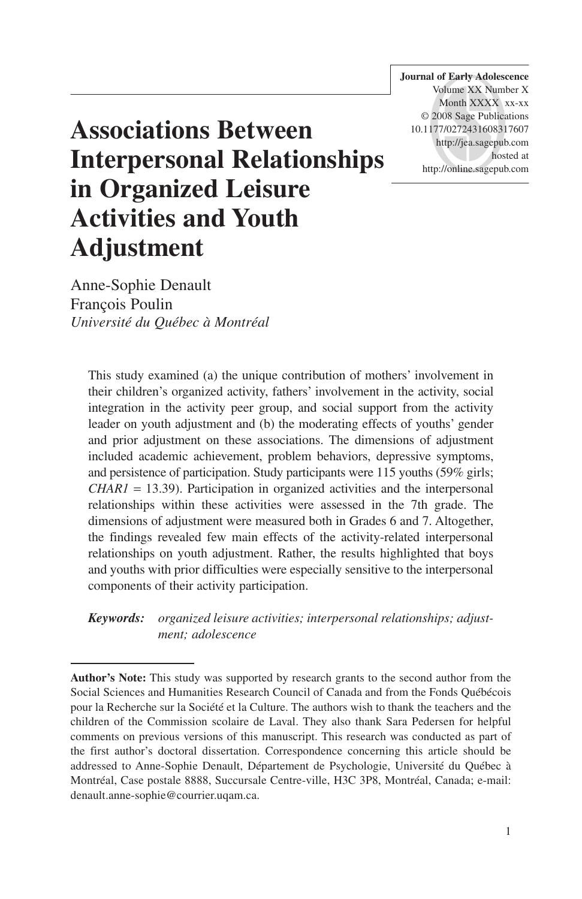# Associations Between Interpersonal Relationships in Organized Leisure Activities and Youth Adjustment

Anne-Sophie Denault
François Poulin
*Université du Québec à Montréal*

This study examined (a) the unique contribution of mothers' involvement in their children's organized activity, fathers' involvement in the activity, social integration in the activity peer group, and social support from the activity leader on youth adjustment and (b) the moderating effects of youths' gender and prior adjustment on these associations. The dimensions of adjustment included academic achievement, problem behaviors, depressive symptoms, and persistence of participation. Study participants were 115 youths (59% girls; *CHAR1* = 13.39). Participation in organized activities and the interpersonal relationships within these activities were assessed in the 7th grade. The dimensions of adjustment were measured both in Grades 6 and 7. Altogether, the findings revealed few main effects of the activity-related interpersonal relationships on youth adjustment. Rather, the results highlighted that boys and youths with prior difficulties were especially sensitive to the interpersonal components of their activity participation.

***Keywords:*** *organized leisure activities; interpersonal relationships; adjustment; adolescence*

**Author's Note:** This study was supported by research grants to the second author from the Social Sciences and Humanities Research Council of Canada and from the Fonds Québécois pour la Recherche sur la Société et la Culture. The authors wish to thank the teachers and the children of the Commission scolaire de Laval. They also thank Sara Pedersen for helpful comments on previous versions of this manuscript. This research was conducted as part of the first author's doctoral dissertation. Correspondence concerning this article should be addressed to Anne-Sophie Denault, Département de Psychologie, Université du Québec à Montréal, Case postale 8888, Succursale Centre-ville, H3C 3P8, Montréal, Canada; e-mail: denault.anne-sophie@courrier.uqam.ca.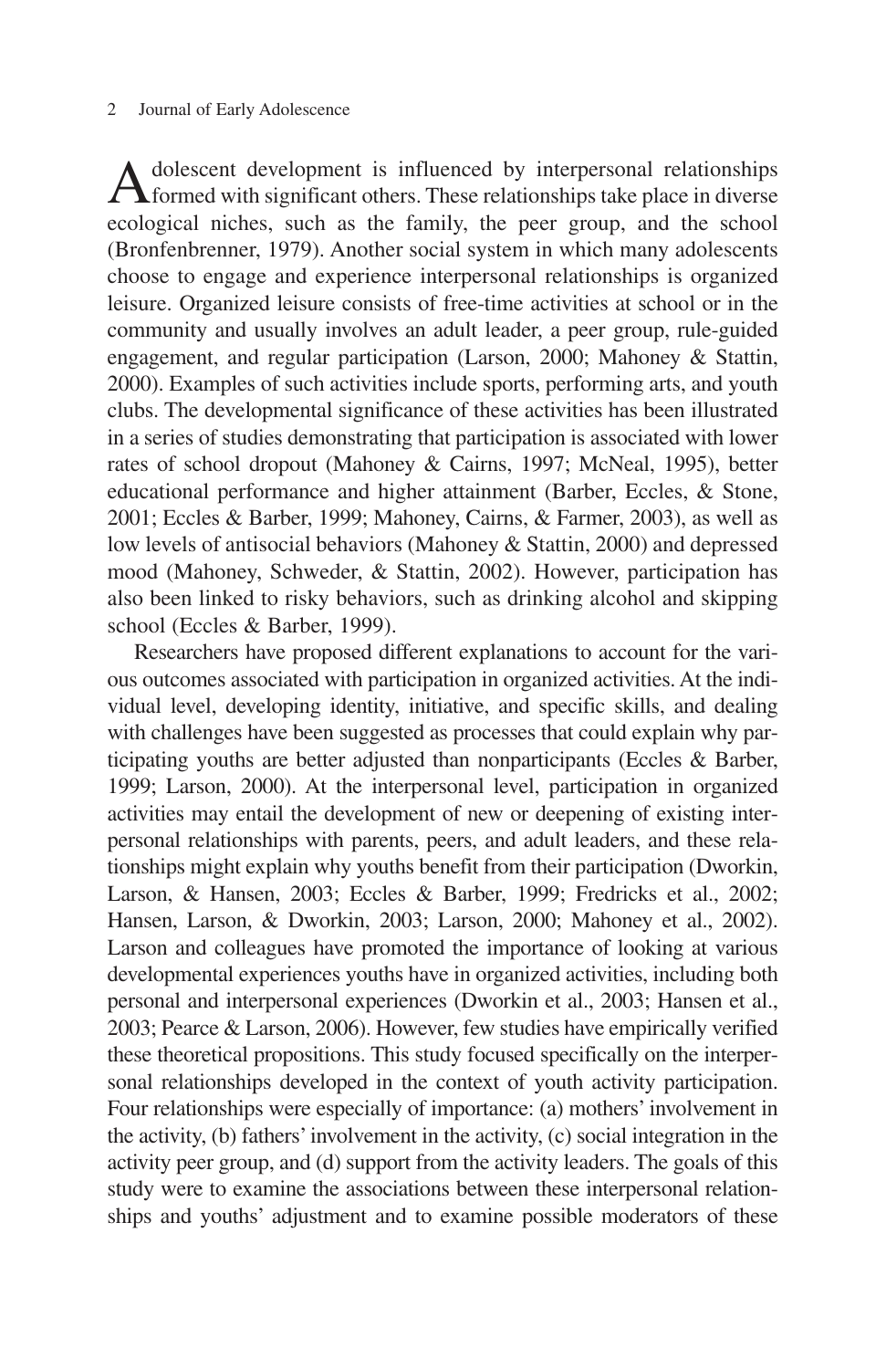Adolescent development is influenced by interpersonal relationships formed with significant others. These relationships take place in diverse ecological niches, such as the family, the peer group, and the school (Bronfenbrenner, 1979). Another social system in which many adolescents choose to engage and experience interpersonal relationships is organized leisure. Organized leisure consists of free-time activities at school or in the community and usually involves an adult leader, a peer group, rule-guided engagement, and regular participation (Larson, 2000; Mahoney & Stattin, 2000). Examples of such activities include sports, performing arts, and youth clubs. The developmental significance of these activities has been illustrated in a series of studies demonstrating that participation is associated with lower rates of school dropout (Mahoney & Cairns, 1997; McNeal, 1995), better educational performance and higher attainment (Barber, Eccles, & Stone, 2001; Eccles & Barber, 1999; Mahoney, Cairns, & Farmer, 2003), as well as low levels of antisocial behaviors (Mahoney & Stattin, 2000) and depressed mood (Mahoney, Schweder, & Stattin, 2002). However, participation has also been linked to risky behaviors, such as drinking alcohol and skipping school (Eccles & Barber, 1999).

Researchers have proposed different explanations to account for the various outcomes associated with participation in organized activities. At the individual level, developing identity, initiative, and specific skills, and dealing with challenges have been suggested as processes that could explain why participating youths are better adjusted than nonparticipants (Eccles & Barber, 1999; Larson, 2000). At the interpersonal level, participation in organized activities may entail the development of new or deepening of existing interpersonal relationships with parents, peers, and adult leaders, and these relationships might explain why youths benefit from their participation (Dworkin, Larson, & Hansen, 2003; Eccles & Barber, 1999; Fredricks et al., 2002; Hansen, Larson, & Dworkin, 2003; Larson, 2000; Mahoney et al., 2002). Larson and colleagues have promoted the importance of looking at various developmental experiences youths have in organized activities, including both personal and interpersonal experiences (Dworkin et al., 2003; Hansen et al., 2003; Pearce & Larson, 2006). However, few studies have empirically verified these theoretical propositions. This study focused specifically on the interpersonal relationships developed in the context of youth activity participation. Four relationships were especially of importance: (a) mothers' involvement in the activity, (b) fathers' involvement in the activity, (c) social integration in the activity peer group, and (d) support from the activity leaders. The goals of this study were to examine the associations between these interpersonal relationships and youths' adjustment and to examine possible moderators of these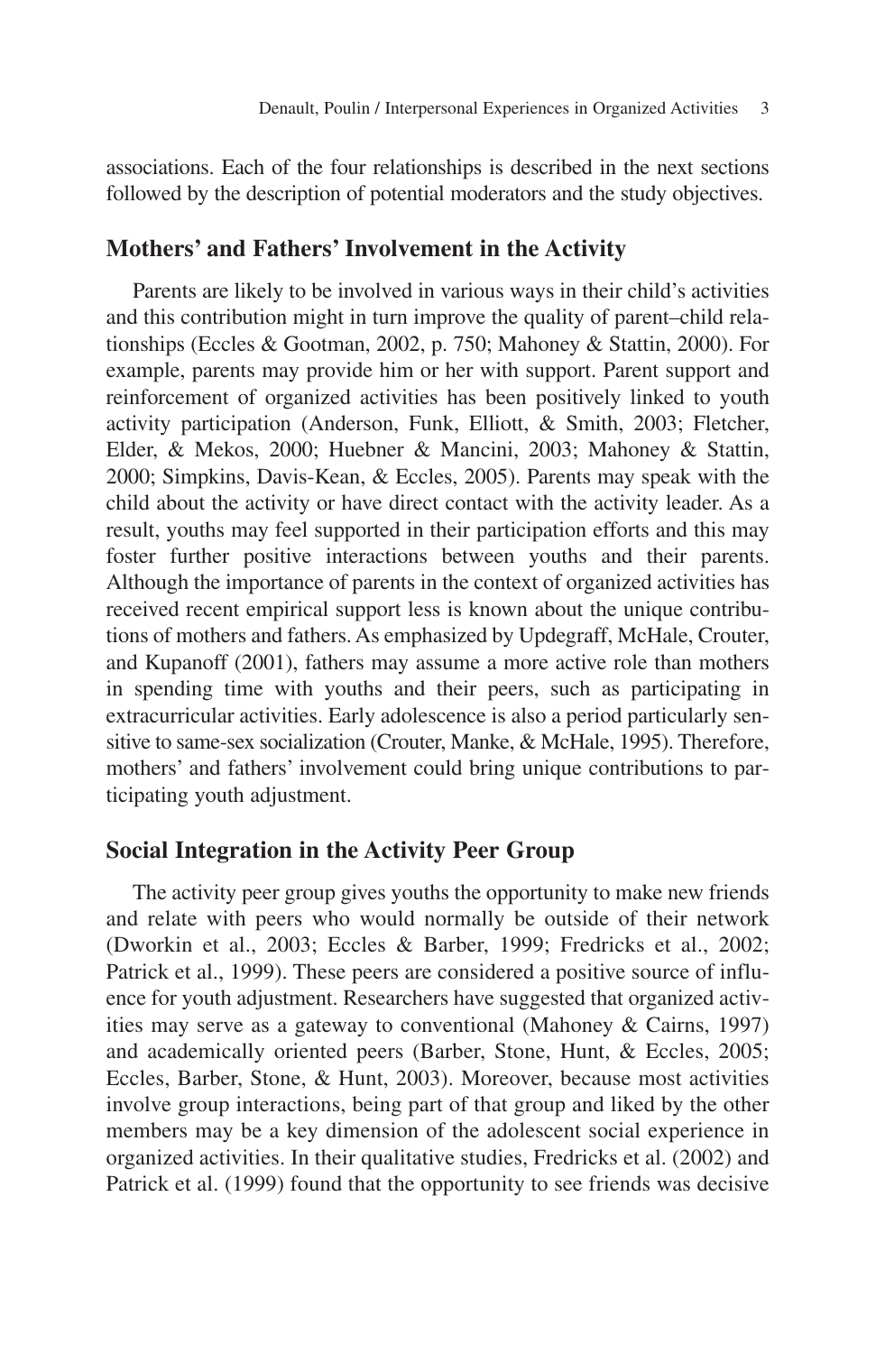associations. Each of the four relationships is described in the next sections followed by the description of potential moderators and the study objectives.

## Mothers' and Fathers' Involvement in the Activity

Parents are likely to be involved in various ways in their child's activities and this contribution might in turn improve the quality of parent–child relationships (Eccles & Gootman, 2002, p. 750; Mahoney & Stattin, 2000). For example, parents may provide him or her with support. Parent support and reinforcement of organized activities has been positively linked to youth activity participation (Anderson, Funk, Elliott, & Smith, 2003; Fletcher, Elder, & Mekos, 2000; Huebner & Mancini, 2003; Mahoney & Stattin, 2000; Simpkins, Davis-Kean, & Eccles, 2005). Parents may speak with the child about the activity or have direct contact with the activity leader. As a result, youths may feel supported in their participation efforts and this may foster further positive interactions between youths and their parents. Although the importance of parents in the context of organized activities has received recent empirical support less is known about the unique contributions of mothers and fathers. As emphasized by Updegraff, McHale, Crouter, and Kupanoff (2001), fathers may assume a more active role than mothers in spending time with youths and their peers, such as participating in extracurricular activities. Early adolescence is also a period particularly sensitive to same-sex socialization (Crouter, Manke, & McHale, 1995). Therefore, mothers' and fathers' involvement could bring unique contributions to participating youth adjustment.

## Social Integration in the Activity Peer Group

The activity peer group gives youths the opportunity to make new friends and relate with peers who would normally be outside of their network (Dworkin et al., 2003; Eccles & Barber, 1999; Fredricks et al., 2002; Patrick et al., 1999). These peers are considered a positive source of influence for youth adjustment. Researchers have suggested that organized activities may serve as a gateway to conventional (Mahoney & Cairns, 1997) and academically oriented peers (Barber, Stone, Hunt, & Eccles, 2005; Eccles, Barber, Stone, & Hunt, 2003). Moreover, because most activities involve group interactions, being part of that group and liked by the other members may be a key dimension of the adolescent social experience in organized activities. In their qualitative studies, Fredricks et al. (2002) and Patrick et al. (1999) found that the opportunity to see friends was decisive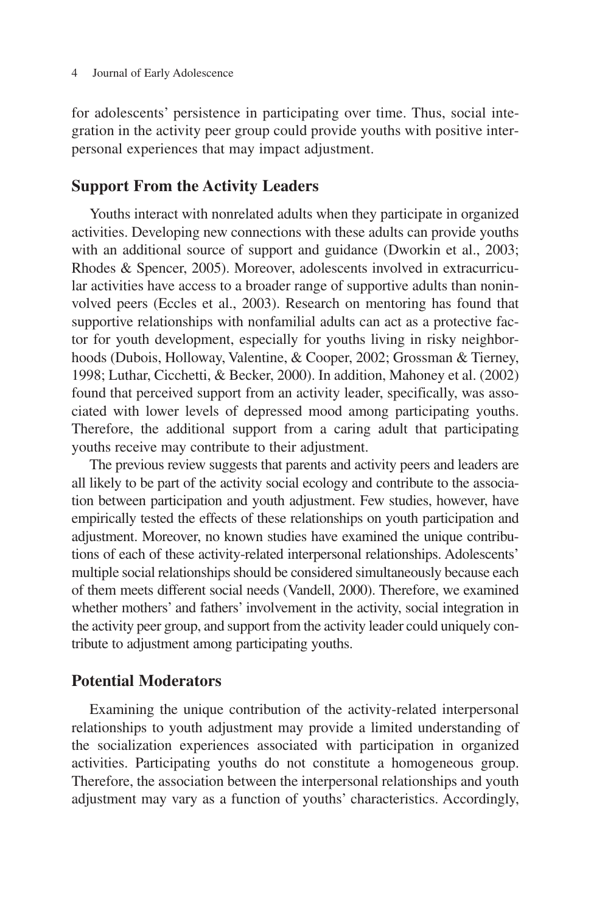for adolescents' persistence in participating over time. Thus, social integration in the activity peer group could provide youths with positive interpersonal experiences that may impact adjustment.

## Support From the Activity Leaders

Youths interact with nonrelated adults when they participate in organized activities. Developing new connections with these adults can provide youths with an additional source of support and guidance (Dworkin et al., 2003; Rhodes & Spencer, 2005). Moreover, adolescents involved in extracurricular activities have access to a broader range of supportive adults than noninvolved peers (Eccles et al., 2003). Research on mentoring has found that supportive relationships with nonfamilial adults can act as a protective factor for youth development, especially for youths living in risky neighborhoods (Dubois, Holloway, Valentine, & Cooper, 2002; Grossman & Tierney, 1998; Luthar, Cicchetti, & Becker, 2000). In addition, Mahoney et al. (2002) found that perceived support from an activity leader, specifically, was associated with lower levels of depressed mood among participating youths. Therefore, the additional support from a caring adult that participating youths receive may contribute to their adjustment.

The previous review suggests that parents and activity peers and leaders are all likely to be part of the activity social ecology and contribute to the association between participation and youth adjustment. Few studies, however, have empirically tested the effects of these relationships on youth participation and adjustment. Moreover, no known studies have examined the unique contributions of each of these activity-related interpersonal relationships. Adolescents' multiple social relationships should be considered simultaneously because each of them meets different social needs (Vandell, 2000). Therefore, we examined whether mothers' and fathers' involvement in the activity, social integration in the activity peer group, and support from the activity leader could uniquely contribute to adjustment among participating youths.

## Potential Moderators

Examining the unique contribution of the activity-related interpersonal relationships to youth adjustment may provide a limited understanding of the socialization experiences associated with participation in organized activities. Participating youths do not constitute a homogeneous group. Therefore, the association between the interpersonal relationships and youth adjustment may vary as a function of youths' characteristics. Accordingly,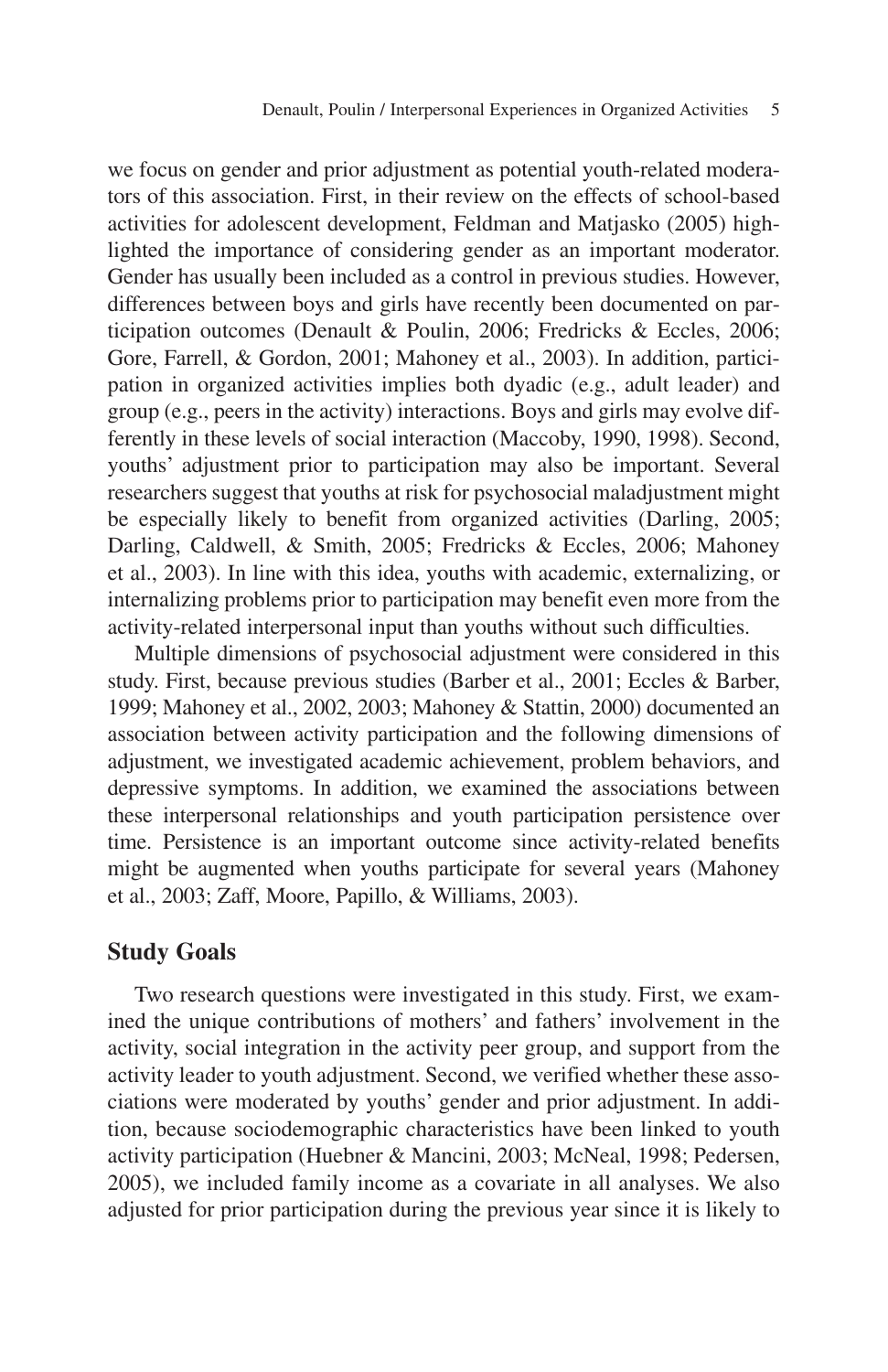we focus on gender and prior adjustment as potential youth-related moderators of this association. First, in their review on the effects of school-based activities for adolescent development, Feldman and Matjasko (2005) highlighted the importance of considering gender as an important moderator. Gender has usually been included as a control in previous studies. However, differences between boys and girls have recently been documented on participation outcomes (Denault & Poulin, 2006; Fredricks & Eccles, 2006; Gore, Farrell, & Gordon, 2001; Mahoney et al., 2003). In addition, participation in organized activities implies both dyadic (e.g., adult leader) and group (e.g., peers in the activity) interactions. Boys and girls may evolve differently in these levels of social interaction (Maccoby, 1990, 1998). Second, youths' adjustment prior to participation may also be important. Several researchers suggest that youths at risk for psychosocial maladjustment might be especially likely to benefit from organized activities (Darling, 2005; Darling, Caldwell, & Smith, 2005; Fredricks & Eccles, 2006; Mahoney et al., 2003). In line with this idea, youths with academic, externalizing, or internalizing problems prior to participation may benefit even more from the activity-related interpersonal input than youths without such difficulties.

Multiple dimensions of psychosocial adjustment were considered in this study. First, because previous studies (Barber et al., 2001; Eccles & Barber, 1999; Mahoney et al., 2002, 2003; Mahoney & Stattin, 2000) documented an association between activity participation and the following dimensions of adjustment, we investigated academic achievement, problem behaviors, and depressive symptoms. In addition, we examined the associations between these interpersonal relationships and youth participation persistence over time. Persistence is an important outcome since activity-related benefits might be augmented when youths participate for several years (Mahoney et al., 2003; Zaff, Moore, Papillo, & Williams, 2003).

## Study Goals

Two research questions were investigated in this study. First, we examined the unique contributions of mothers' and fathers' involvement in the activity, social integration in the activity peer group, and support from the activity leader to youth adjustment. Second, we verified whether these associations were moderated by youths' gender and prior adjustment. In addition, because sociodemographic characteristics have been linked to youth activity participation (Huebner & Mancini, 2003; McNeal, 1998; Pedersen, 2005), we included family income as a covariate in all analyses. We also adjusted for prior participation during the previous year since it is likely to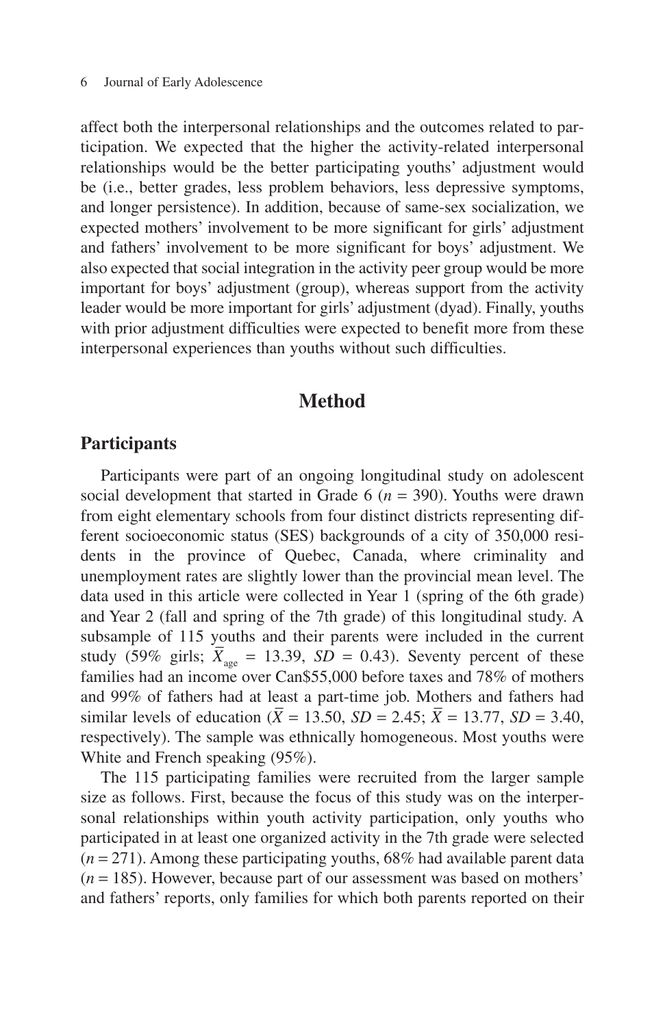affect both the interpersonal relationships and the outcomes related to participation. We expected that the higher the activity-related interpersonal relationships would be the better participating youths' adjustment would be (i.e., better grades, less problem behaviors, less depressive symptoms, and longer persistence). In addition, because of same-sex socialization, we expected mothers' involvement to be more significant for girls' adjustment and fathers' involvement to be more significant for boys' adjustment. We also expected that social integration in the activity peer group would be more important for boys' adjustment (group), whereas support from the activity leader would be more important for girls' adjustment (dyad). Finally, youths with prior adjustment difficulties were expected to benefit more from these interpersonal experiences than youths without such difficulties.

# Method

## Participants

Participants were part of an ongoing longitudinal study on adolescent social development that started in Grade 6 ($n$ = 390). Youths were drawn from eight elementary schools from four distinct districts representing different socioeconomic status (SES) backgrounds of a city of 350,000 residents in the province of Quebec, Canada, where criminality and unemployment rates are slightly lower than the provincial mean level. The data used in this article were collected in Year 1 (spring of the 6th grade) and Year 2 (fall and spring of the 7th grade) of this longitudinal study. A subsample of 115 youths and their parents were included in the current study (59% girls; $\bar{X}_{age}$ = 13.39, $SD$ = 0.43). Seventy percent of these families had an income over Can$55,000 before taxes and 78% of mothers and 99% of fathers had at least a part-time job. Mothers and fathers had similar levels of education ($\bar{X}$ = 13.50, $SD$ = 2.45; $\bar{X}$ = 13.77, $SD$ = 3.40, respectively). The sample was ethnically homogeneous. Most youths were White and French speaking (95%).

The 115 participating families were recruited from the larger sample size as follows. First, because the focus of this study was on the interpersonal relationships within youth activity participation, only youths who participated in at least one organized activity in the 7th grade were selected ($n$ = 271). Among these participating youths, 68% had available parent data ($n$ = 185). However, because part of our assessment was based on mothers' and fathers' reports, only families for which both parents reported on their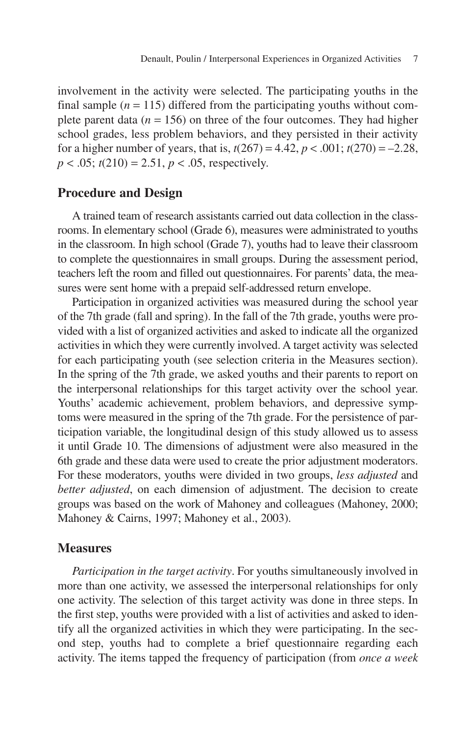involvement in the activity were selected. The participating youths in the final sample ($n = 115$) differed from the participating youths without complete parent data ($n = 156$) on three of the four outcomes. They had higher school grades, less problem behaviors, and they persisted in their activity for a higher number of years, that is, $t(267) = 4.42$, $p < .001$; $t(270) = -2.28$, $p < .05$; $t(210) = 2.51$, $p < .05$, respectively.

## Procedure and Design

A trained team of research assistants carried out data collection in the classrooms. In elementary school (Grade 6), measures were administrated to youths in the classroom. In high school (Grade 7), youths had to leave their classroom to complete the questionnaires in small groups. During the assessment period, teachers left the room and filled out questionnaires. For parents' data, the measures were sent home with a prepaid self-addressed return envelope.

Participation in organized activities was measured during the school year of the 7th grade (fall and spring). In the fall of the 7th grade, youths were provided with a list of organized activities and asked to indicate all the organized activities in which they were currently involved. A target activity was selected for each participating youth (see selection criteria in the Measures section). In the spring of the 7th grade, we asked youths and their parents to report on the interpersonal relationships for this target activity over the school year. Youths' academic achievement, problem behaviors, and depressive symptoms were measured in the spring of the 7th grade. For the persistence of participation variable, the longitudinal design of this study allowed us to assess it until Grade 10. The dimensions of adjustment were also measured in the 6th grade and these data were used to create the prior adjustment moderators. For these moderators, youths were divided in two groups, *less adjusted* and *better adjusted*, on each dimension of adjustment. The decision to create groups was based on the work of Mahoney and colleagues (Mahoney, 2000; Mahoney & Cairns, 1997; Mahoney et al., 2003).

## Measures

*Participation in the target activity*. For youths simultaneously involved in more than one activity, we assessed the interpersonal relationships for only one activity. The selection of this target activity was done in three steps. In the first step, youths were provided with a list of activities and asked to identify all the organized activities in which they were participating. In the second step, youths had to complete a brief questionnaire regarding each activity. The items tapped the frequency of participation (from *once a week*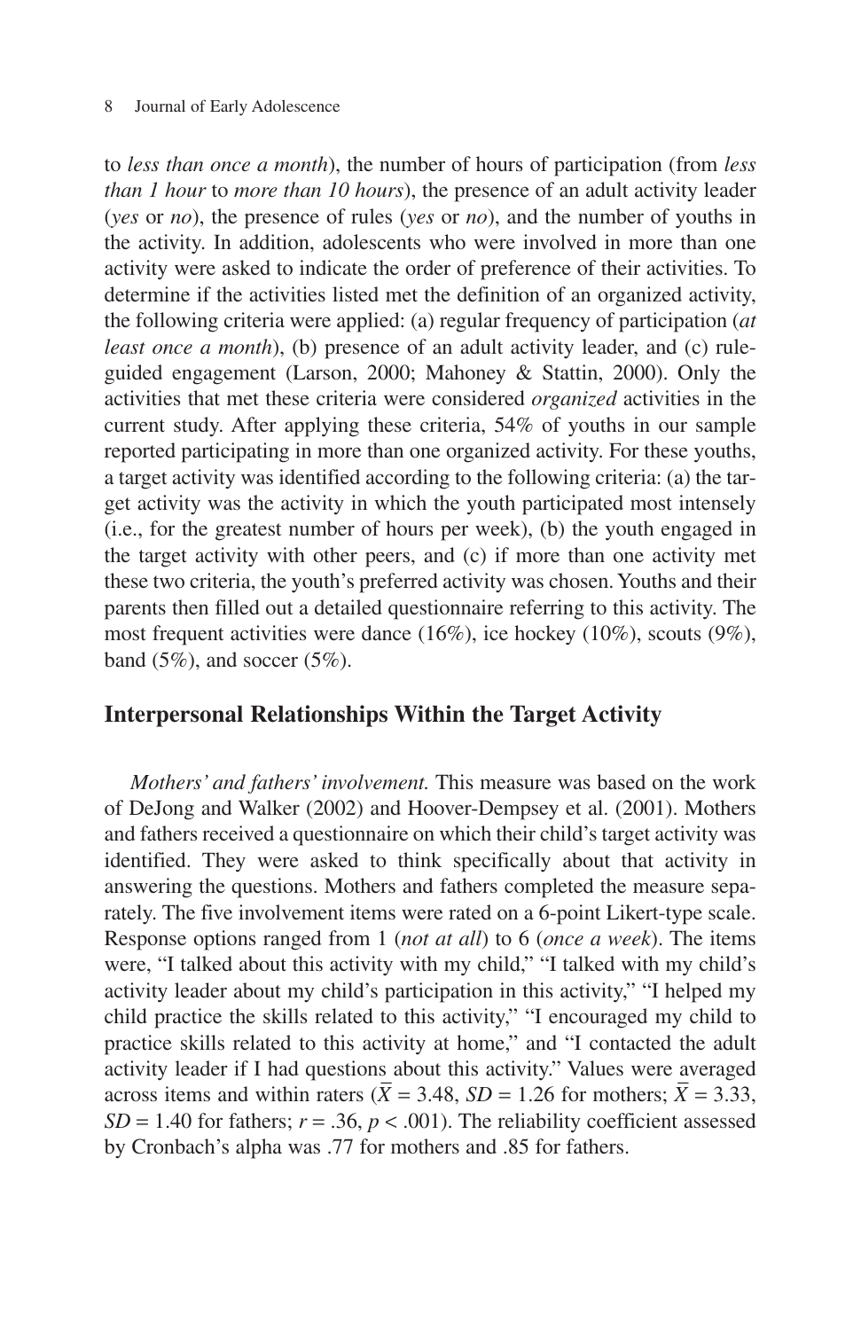to *less than once a month*), the number of hours of participation (from *less than 1 hour* to *more than 10 hours*), the presence of an adult activity leader (*yes* or *no*), the presence of rules (*yes* or *no*), and the number of youths in the activity. In addition, adolescents who were involved in more than one activity were asked to indicate the order of preference of their activities. To determine if the activities listed met the definition of an organized activity, the following criteria were applied: (a) regular frequency of participation (*at least once a month*), (b) presence of an adult activity leader, and (c) rule-guided engagement (Larson, 2000; Mahoney & Stattin, 2000). Only the activities that met these criteria were considered *organized* activities in the current study. After applying these criteria, 54% of youths in our sample reported participating in more than one organized activity. For these youths, a target activity was identified according to the following criteria: (a) the target activity was the activity in which the youth participated most intensely (i.e., for the greatest number of hours per week), (b) the youth engaged in the target activity with other peers, and (c) if more than one activity met these two criteria, the youth's preferred activity was chosen. Youths and their parents then filled out a detailed questionnaire referring to this activity. The most frequent activities were dance (16%), ice hockey (10%), scouts (9%), band (5%), and soccer (5%).

## Interpersonal Relationships Within the Target Activity

*Mothers' and fathers' involvement.* This measure was based on the work of DeJong and Walker (2002) and Hoover-Dempsey et al. (2001). Mothers and fathers received a questionnaire on which their child's target activity was identified. They were asked to think specifically about that activity in answering the questions. Mothers and fathers completed the measure separately. The five involvement items were rated on a 6-point Likert-type scale. Response options ranged from 1 (*not at all*) to 6 (*once a week*). The items were, "I talked about this activity with my child," "I talked with my child's activity leader about my child's participation in this activity," "I helped my child practice the skills related to this activity," "I encouraged my child to practice skills related to this activity at home," and "I contacted the adult activity leader if I had questions about this activity." Values were averaged across items and within raters ($\overline{X} = 3.48$, $SD = 1.26$ for mothers; $\overline{X} = 3.33$, $SD = 1.40$ for fathers; $r = .36$, $p < .001$). The reliability coefficient assessed by Cronbach's alpha was .77 for mothers and .85 for fathers.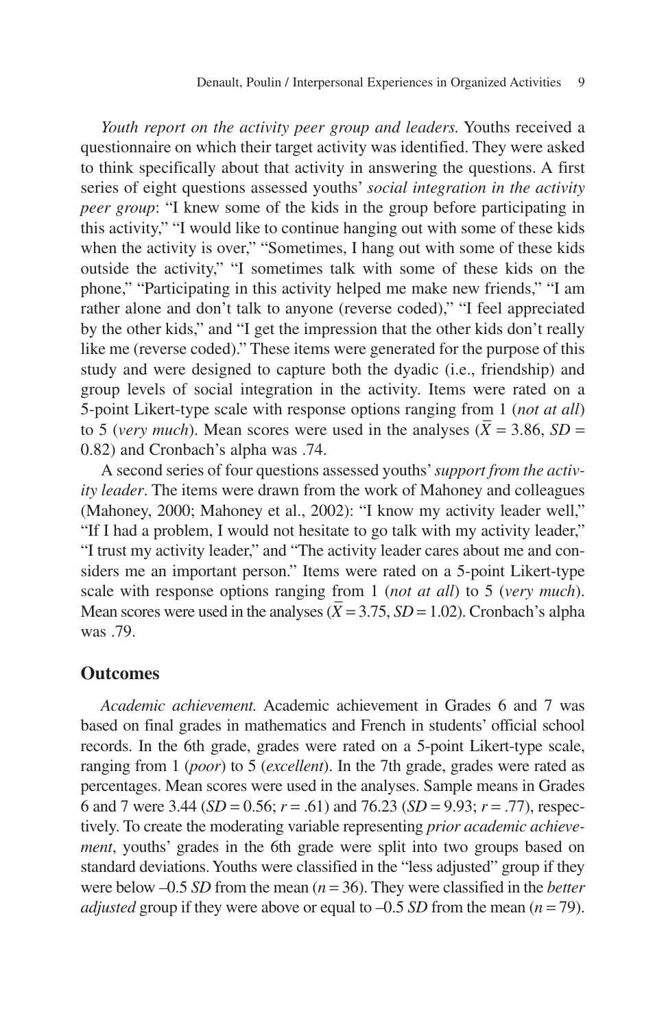*Youth report on the activity peer group and leaders.* Youths received a questionnaire on which their target activity was identified. They were asked to think specifically about that activity in answering the questions. A first series of eight questions assessed youths' *social integration in the activity peer group*: "I knew some of the kids in the group before participating in this activity," "I would like to continue hanging out with some of these kids when the activity is over," "Sometimes, I hang out with some of these kids outside the activity," "I sometimes talk with some of these kids on the phone," "Participating in this activity helped me make new friends," "I am rather alone and don't talk to anyone (reverse coded)," "I feel appreciated by the other kids," and "I get the impression that the other kids don't really like me (reverse coded)." These items were generated for the purpose of this study and were designed to capture both the dyadic (i.e., friendship) and group levels of social integration in the activity. Items were rated on a 5-point Likert-type scale with response options ranging from 1 (*not at all*) to 5 (*very much*). Mean scores were used in the analyses ($\bar{X}$ = 3.86, *SD* = 0.82) and Cronbach's alpha was .74.

A second series of four questions assessed youths' *support from the activity leader*. The items were drawn from the work of Mahoney and colleagues (Mahoney, 2000; Mahoney et al., 2002): "I know my activity leader well," "If I had a problem, I would not hesitate to go talk with my activity leader," "I trust my activity leader," and "The activity leader cares about me and considers me an important person." Items were rated on a 5-point Likert-type scale with response options ranging from 1 (*not at all*) to 5 (*very much*). Mean scores were used in the analyses ($\bar{X}$ = 3.75, *SD* = 1.02). Cronbach's alpha was .79.

## Outcomes

*Academic achievement.* Academic achievement in Grades 6 and 7 was based on final grades in mathematics and French in students' official school records. In the 6th grade, grades were rated on a 5-point Likert-type scale, ranging from 1 (*poor*) to 5 (*excellent*). In the 7th grade, grades were rated as percentages. Mean scores were used in the analyses. Sample means in Grades 6 and 7 were 3.44 (*SD* = 0.56; *r* = .61) and 76.23 (*SD* = 9.93; *r* = .77), respectively. To create the moderating variable representing *prior academic achievement*, youths' grades in the 6th grade were split into two groups based on standard deviations. Youths were classified in the "less adjusted" group if they were below –0.5 *SD* from the mean (*n* = 36). They were classified in the *better adjusted* group if they were above or equal to –0.5 *SD* from the mean (*n* = 79).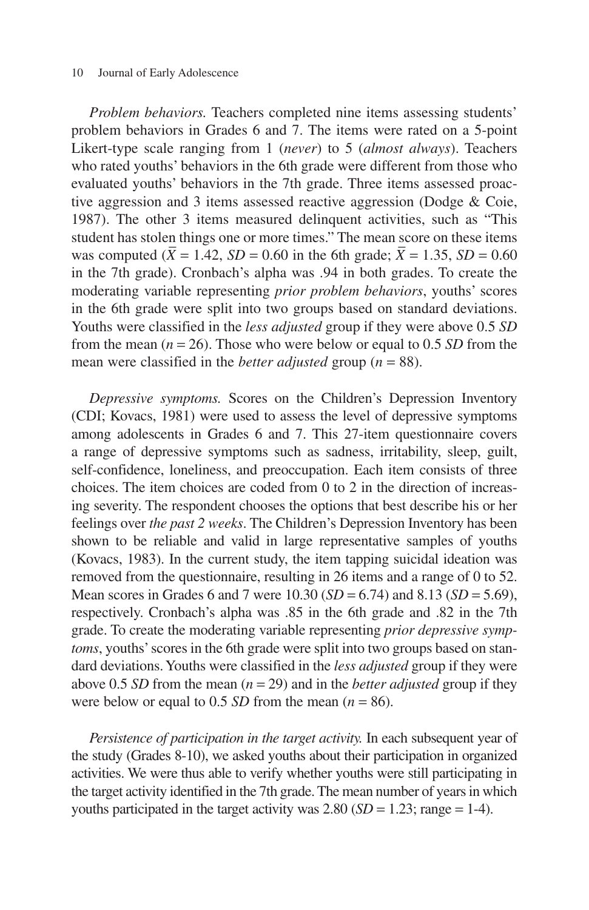*Problem behaviors.* Teachers completed nine items assessing students' problem behaviors in Grades 6 and 7. The items were rated on a 5-point Likert-type scale ranging from 1 (*never*) to 5 (*almost always*). Teachers who rated youths' behaviors in the 6th grade were different from those who evaluated youths' behaviors in the 7th grade. Three items assessed proactive aggression and 3 items assessed reactive aggression (Dodge & Coie, 1987). The other 3 items measured delinquent activities, such as "This student has stolen things one or more times." The mean score on these items was computed ($\bar{X}$ = 1.42, *SD* = 0.60 in the 6th grade; $\bar{X}$ = 1.35, *SD* = 0.60 in the 7th grade). Cronbach's alpha was .94 in both grades. To create the moderating variable representing *prior problem behaviors*, youths' scores in the 6th grade were split into two groups based on standard deviations. Youths were classified in the *less adjusted* group if they were above 0.5 *SD* from the mean (*n* = 26). Those who were below or equal to 0.5 *SD* from the mean were classified in the *better adjusted* group (*n* = 88).

*Depressive symptoms.* Scores on the Children's Depression Inventory (CDI; Kovacs, 1981) were used to assess the level of depressive symptoms among adolescents in Grades 6 and 7. This 27-item questionnaire covers a range of depressive symptoms such as sadness, irritability, sleep, guilt, self-confidence, loneliness, and preoccupation. Each item consists of three choices. The item choices are coded from 0 to 2 in the direction of increasing severity. The respondent chooses the options that best describe his or her feelings over *the past 2 weeks*. The Children's Depression Inventory has been shown to be reliable and valid in large representative samples of youths (Kovacs, 1983). In the current study, the item tapping suicidal ideation was removed from the questionnaire, resulting in 26 items and a range of 0 to 52. Mean scores in Grades 6 and 7 were 10.30 (*SD* = 6.74) and 8.13 (*SD* = 5.69), respectively. Cronbach's alpha was .85 in the 6th grade and .82 in the 7th grade. To create the moderating variable representing *prior depressive symptoms*, youths' scores in the 6th grade were split into two groups based on standard deviations. Youths were classified in the *less adjusted* group if they were above 0.5 *SD* from the mean (*n* = 29) and in the *better adjusted* group if they were below or equal to 0.5 *SD* from the mean (*n* = 86).

*Persistence of participation in the target activity.* In each subsequent year of the study (Grades 8-10), we asked youths about their participation in organized activities. We were thus able to verify whether youths were still participating in the target activity identified in the 7th grade. The mean number of years in which youths participated in the target activity was 2.80 (*SD* = 1.23; range = 1-4).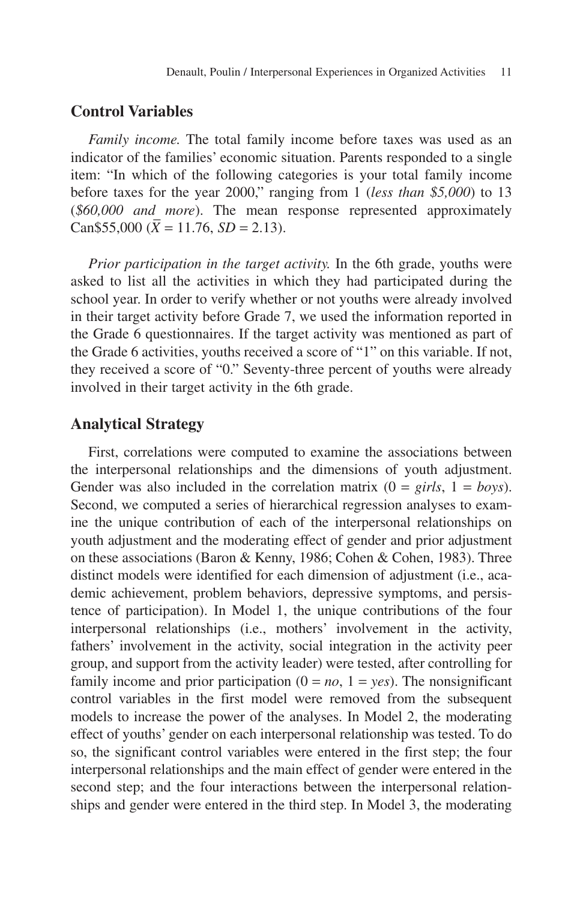## Control Variables

*Family income.* The total family income before taxes was used as an indicator of the families' economic situation. Parents responded to a single item: "In which of the following categories is your total family income before taxes for the year 2000," ranging from 1 (*less than $5,000*) to 13 (*$60,000 and more*). The mean response represented approximately Can$55,000 ($\bar{X}$ = 11.76, *SD* = 2.13).

*Prior participation in the target activity.* In the 6th grade, youths were asked to list all the activities in which they had participated during the school year. In order to verify whether or not youths were already involved in their target activity before Grade 7, we used the information reported in the Grade 6 questionnaires. If the target activity was mentioned as part of the Grade 6 activities, youths received a score of "1" on this variable. If not, they received a score of "0." Seventy-three percent of youths were already involved in their target activity in the 6th grade.

## Analytical Strategy

First, correlations were computed to examine the associations between the interpersonal relationships and the dimensions of youth adjustment. Gender was also included in the correlation matrix (0 = *girls*, 1 = *boys*). Second, we computed a series of hierarchical regression analyses to examine the unique contribution of each of the interpersonal relationships on youth adjustment and the moderating effect of gender and prior adjustment on these associations (Baron & Kenny, 1986; Cohen & Cohen, 1983). Three distinct models were identified for each dimension of adjustment (i.e., academic achievement, problem behaviors, depressive symptoms, and persistence of participation). In Model 1, the unique contributions of the four interpersonal relationships (i.e., mothers' involvement in the activity, fathers' involvement in the activity, social integration in the activity peer group, and support from the activity leader) were tested, after controlling for family income and prior participation (0 = *no*, 1 = *yes*). The nonsignificant control variables in the first model were removed from the subsequent models to increase the power of the analyses. In Model 2, the moderating effect of youths' gender on each interpersonal relationship was tested. To do so, the significant control variables were entered in the first step; the four interpersonal relationships and the main effect of gender were entered in the second step; and the four interactions between the interpersonal relationships and gender were entered in the third step. In Model 3, the moderating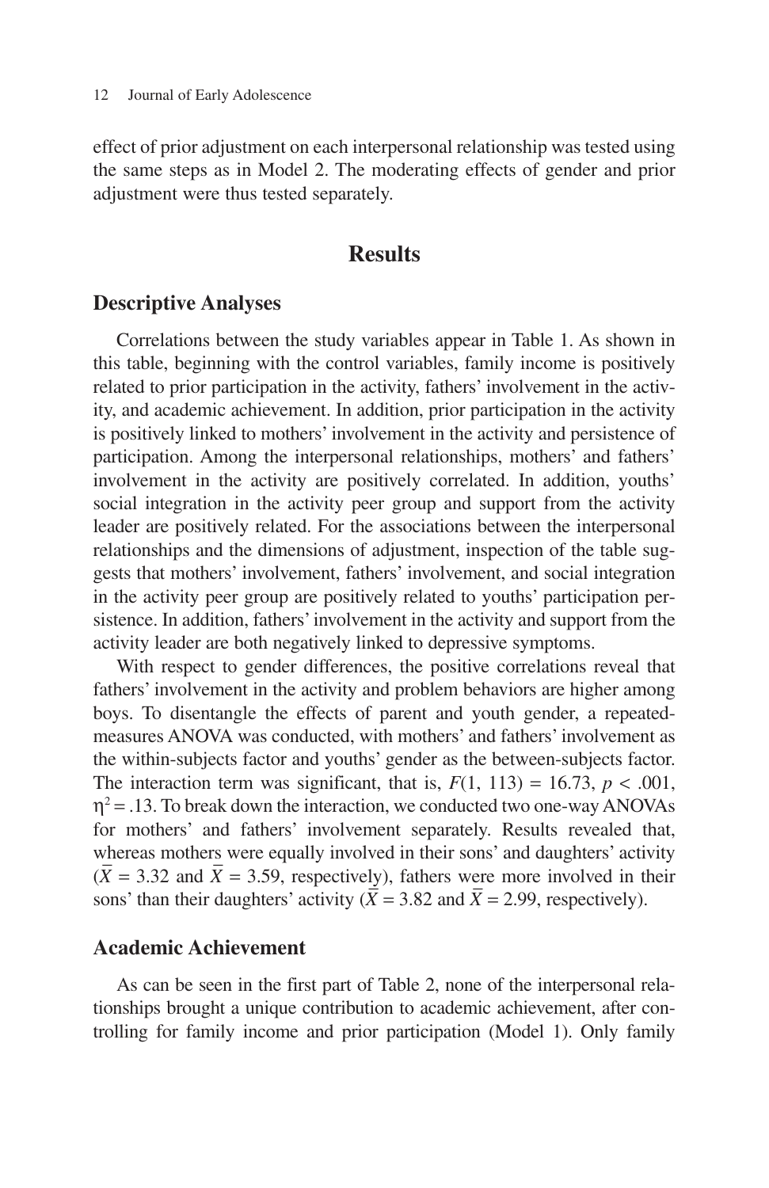effect of prior adjustment on each interpersonal relationship was tested using the same steps as in Model 2. The moderating effects of gender and prior adjustment were thus tested separately.

# Results

## Descriptive Analyses

Correlations between the study variables appear in Table 1. As shown in this table, beginning with the control variables, family income is positively related to prior participation in the activity, fathers' involvement in the activity, and academic achievement. In addition, prior participation in the activity is positively linked to mothers' involvement in the activity and persistence of participation. Among the interpersonal relationships, mothers' and fathers' involvement in the activity are positively correlated. In addition, youths' social integration in the activity peer group and support from the activity leader are positively related. For the associations between the interpersonal relationships and the dimensions of adjustment, inspection of the table suggests that mothers' involvement, fathers' involvement, and social integration in the activity peer group are positively related to youths' participation persistence. In addition, fathers' involvement in the activity and support from the activity leader are both negatively linked to depressive symptoms.

With respect to gender differences, the positive correlations reveal that fathers' involvement in the activity and problem behaviors are higher among boys. To disentangle the effects of parent and youth gender, a repeated-measures ANOVA was conducted, with mothers' and fathers' involvement as the within-subjects factor and youths' gender as the between-subjects factor. The interaction term was significant, that is, $F(1, 113) = 16.73$, $p < .001$, $\eta^2 = .13$. To break down the interaction, we conducted two one-way ANOVAs for mothers' and fathers' involvement separately. Results revealed that, whereas mothers were equally involved in their sons' and daughters' activity ($\bar{X} = 3.32$ and $\bar{X} = 3.59$, respectively), fathers were more involved in their sons' than their daughters' activity ($\bar{X} = 3.82$ and $\bar{X} = 2.99$, respectively).

## Academic Achievement

As can be seen in the first part of Table 2, none of the interpersonal relationships brought a unique contribution to academic achievement, after controlling for family income and prior participation (Model 1). Only family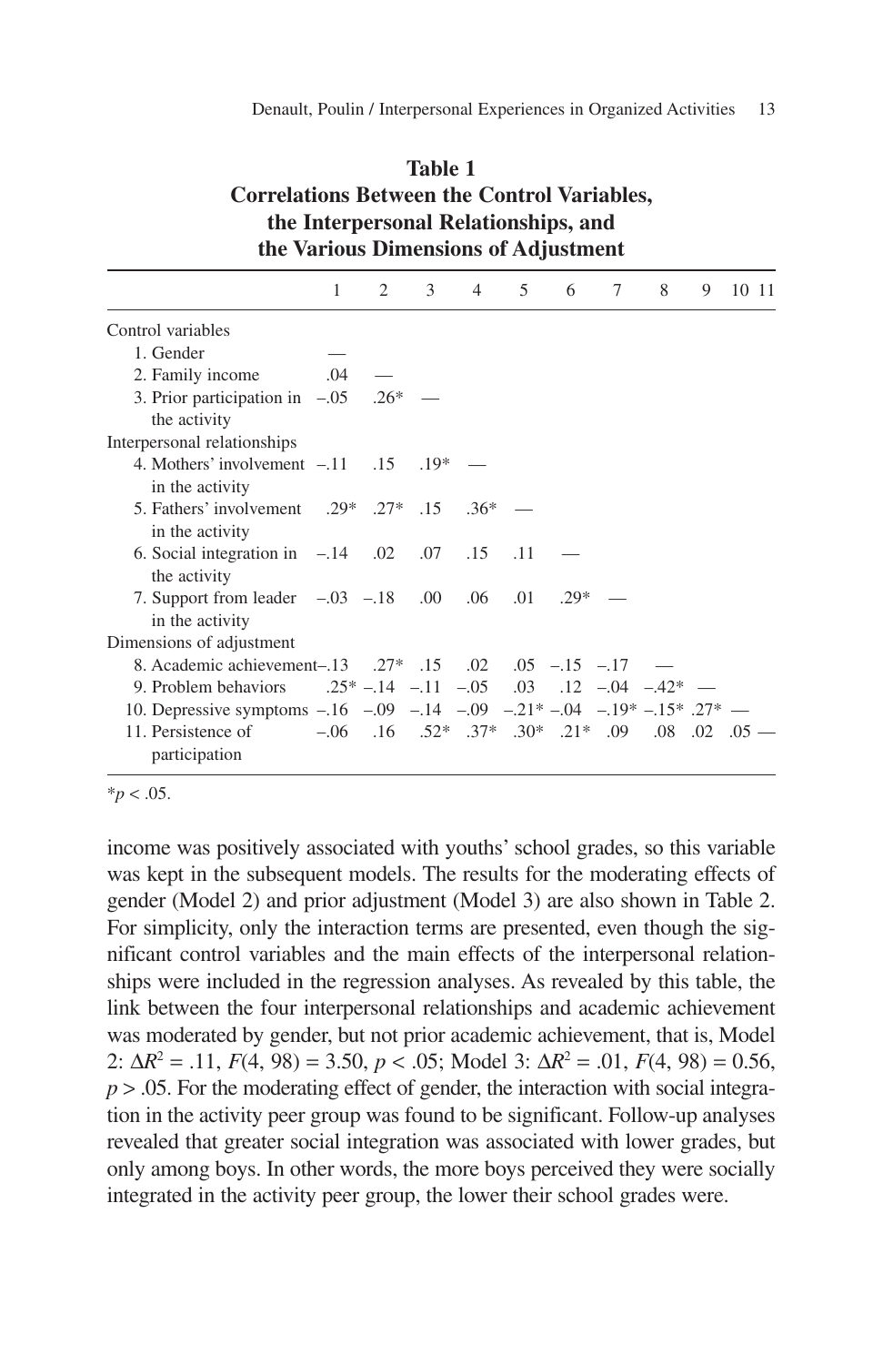**Table 1**
**Correlations Between the Control Variables, the Interpersonal Relationships, and the Various Dimensions of Adjustment**

| | 1 | 2 | 3 | 4 | 5 | 6 | 7 | 8 | 9 | 10 | 11 |
|---|---|---|---|---|---|---|---|---|---|---|---|
| Control variables | | | | | | | | | | | |
| 1. Gender | — | | | | | | | | | | |
| 2. Family income | .04 | — | | | | | | | | | |
| 3. Prior participation in the activity | –.05 | .26* | — | | | | | | | | |
| Interpersonal relationships | | | | | | | | | | | |
| 4. Mothers' involvement in the activity | –.11 | .15 | .19* | — | | | | | | | |
| 5. Fathers' involvement in the activity | .29* | .27* | .15 | .36* | — | | | | | | |
| 6. Social integration in the activity | –.14 | .02 | .07 | .15 | .11 | — | | | | | |
| 7. Support from leader in the activity | –.03 | –.18 | .00 | .06 | .01 | .29* | — | | | | |
| Dimensions of adjustment | | | | | | | | | | | |
| 8. Academic achievement | –.13 | .27* | .15 | .02 | .05 | –.15 | –.17 | — | | | |
| 9. Problem behaviors | .25* | –.14 | –.11 | –.05 | .03 | .12 | –.04 | –.42* | — | | |
| 10. Depressive symptoms | –.16 | –.09 | –.14 | –.09 | –.21* | –.04 | –.19* | –.15* | .27* | — | |
| 11. Persistence of participation | –.06 | .16 | .52* | .37* | .30* | .21* | .09 | .08 | .02 | .05 | — |

*$p < .05$.

income was positively associated with youths' school grades, so this variable was kept in the subsequent models. The results for the moderating effects of gender (Model 2) and prior adjustment (Model 3) are also shown in Table 2. For simplicity, only the interaction terms are presented, even though the significant control variables and the main effects of the interpersonal relationships were included in the regression analyses. As revealed by this table, the link between the four interpersonal relationships and academic achievement was moderated by gender, but not prior academic achievement, that is, Model 2: $\Delta R^2 = .11$, $F(4, 98) = 3.50$, $p < .05$; Model 3: $\Delta R^2 = .01$, $F(4, 98) = 0.56$, $p > .05$. For the moderating effect of gender, the interaction with social integration in the activity peer group was found to be significant. Follow-up analyses revealed that greater social integration was associated with lower grades, but only among boys. In other words, the more boys perceived they were socially integrated in the activity peer group, the lower their school grades were.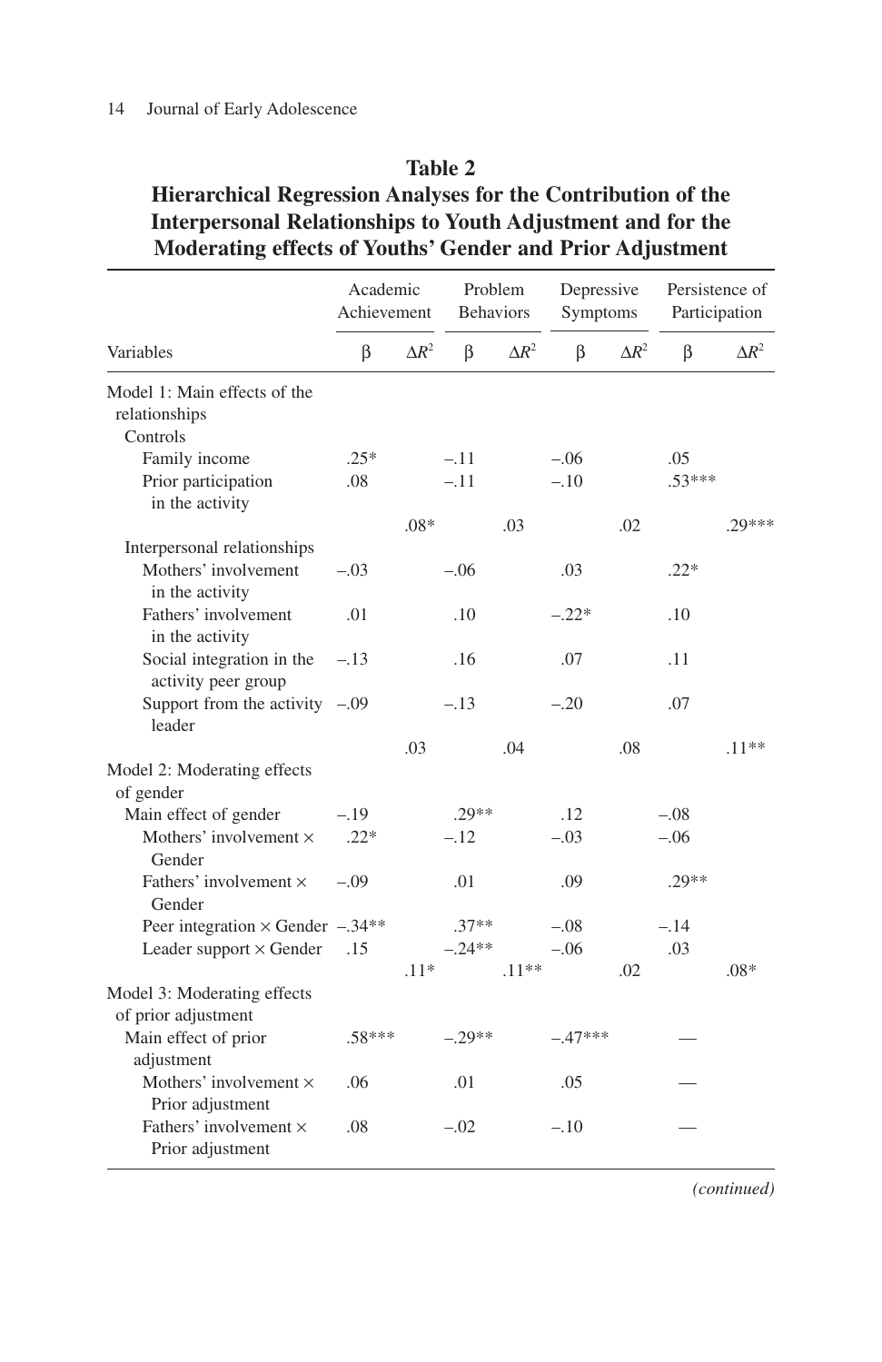**Table 2**
**Hierarchical Regression Analyses for the Contribution of the Interpersonal Relationships to Youth Adjustment and for the Moderating effects of Youths' Gender and Prior Adjustment**

| | Academic Achievement | | Problem Behaviors | | Depressive Symptoms | | Persistence of Participation | |
|---|---|---|---|---|---|---|---|---|
| Variables | β | $\Delta R^2$ | β | $\Delta R^2$ | β | $\Delta R^2$ | β | $\Delta R^2$ |
| Model 1: Main effects of the relationships | | | | | | | | |
| Controls | | | | | | | | |
| Family income | .25* | | –.11 | | –.06 | | .05 | |
| Prior participation in the activity | .08 | | –.11 | | –.10 | | .53*** | |
| | | .08* | | .03 | | .02 | | .29*** |
| Interpersonal relationships | | | | | | | | |
| Mothers' involvement in the activity | –.03 | | –.06 | | .03 | | .22* | |
| Fathers' involvement in the activity | .01 | | .10 | | –.22* | | .10 | |
| Social integration in the activity peer group | –.13 | | .16 | | .07 | | .11 | |
| Support from the activity leader | –.09 | | –.13 | | –.20 | | .07 | |
| | | .03 | | .04 | | .08 | | .11** |
| Model 2: Moderating effects of gender | | | | | | | | |
| Main effect of gender | –.19 | | .29** | | .12 | | –.08 | |
| Mothers' involvement × Gender | .22* | | –.12 | | –.03 | | –.06 | |
| Fathers' involvement × Gender | –.09 | | .01 | | .09 | | .29** | |
| Peer integration × Gender | –.34** | | .37** | | –.08 | | –.14 | |
| Leader support × Gender | .15 | | –.24** | | –.06 | | .03 | |
| | | .11* | | .11** | | .02 | | .08* |
| Model 3: Moderating effects of prior adjustment | | | | | | | | |
| Main effect of prior adjustment | .58*** | | –.29** | | –.47*** | | — | |
| Mothers' involvement × Prior adjustment | .06 | | .01 | | .05 | | — | |
| Fathers' involvement × Prior adjustment | .08 | | –.02 | | –.10 | | — | |

*(continued)*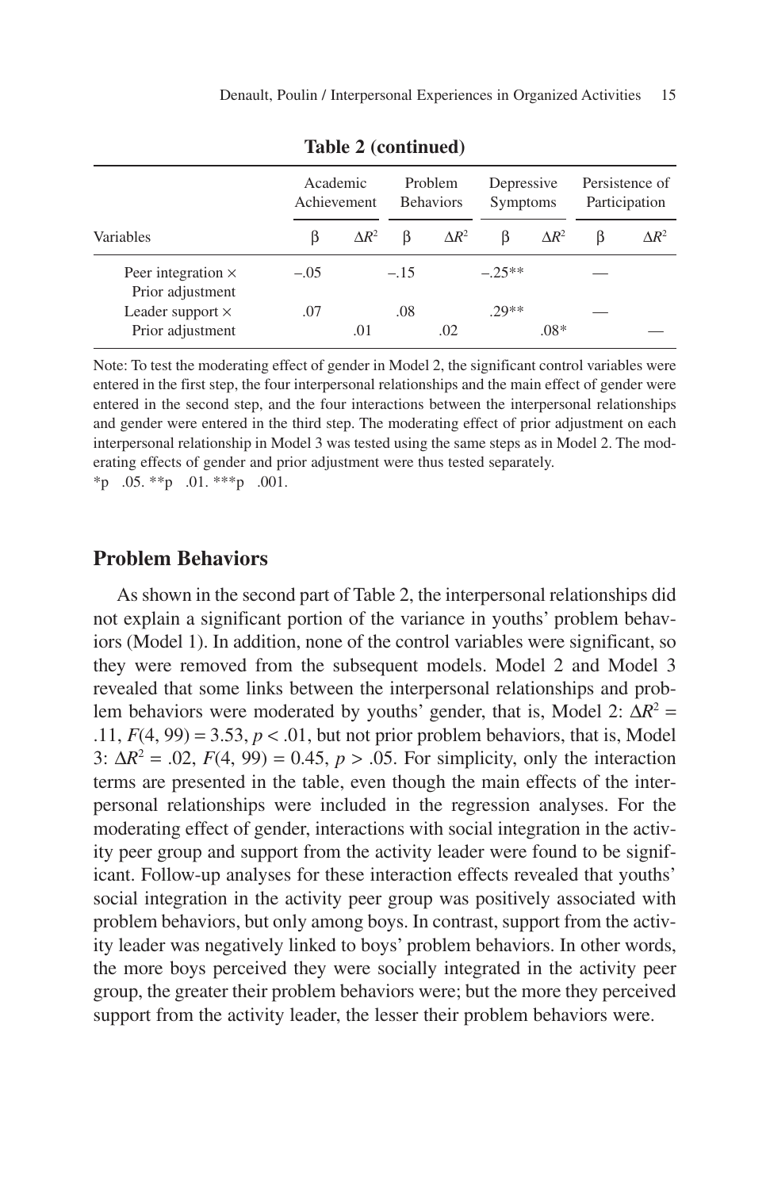**Table 2 (continued)**

| | Academic Achievement | | Problem Behaviors | | Depressive Symptoms | | Persistence of Participation | |
|---|---|---|---|---|---|---|---|---|
| Variables | β | $\Delta R^2$ | β | $\Delta R^2$ | β | $\Delta R^2$ | β | $\Delta R^2$ |
| Peer integration × Prior adjustment | –.05 | | –.15 | | –.25** | | — | |
| Leader support × Prior adjustment | .07 | .01 | .08 | .02 | .29** | .08* | — | — |

Note: To test the moderating effect of gender in Model 2, the significant control variables were entered in the first step, the four interpersonal relationships and the main effect of gender were entered in the second step, and the four interactions between the interpersonal relationships and gender were entered in the third step. The moderating effect of prior adjustment on each interpersonal relationship in Model 3 was tested using the same steps as in Model 2. The moderating effects of gender and prior adjustment were thus tested separately.
*p .05. **p .01. ***p .001.

## Problem Behaviors

As shown in the second part of Table 2, the interpersonal relationships did not explain a significant portion of the variance in youths' problem behaviors (Model 1). In addition, none of the control variables were significant, so they were removed from the subsequent models. Model 2 and Model 3 revealed that some links between the interpersonal relationships and problem behaviors were moderated by youths' gender, that is, Model 2: $\Delta R^2 = .11$, $F(4, 99) = 3.53$, $p < .01$, but not prior problem behaviors, that is, Model 3: $\Delta R^2 = .02$, $F(4, 99) = 0.45$, $p > .05$. For simplicity, only the interaction terms are presented in the table, even though the main effects of the interpersonal relationships were included in the regression analyses. For the moderating effect of gender, interactions with social integration in the activity peer group and support from the activity leader were found to be significant. Follow-up analyses for these interaction effects revealed that youths' social integration in the activity peer group was positively associated with problem behaviors, but only among boys. In contrast, support from the activity leader was negatively linked to boys' problem behaviors. In other words, the more boys perceived they were socially integrated in the activity peer group, the greater their problem behaviors were; but the more they perceived support from the activity leader, the lesser their problem behaviors were.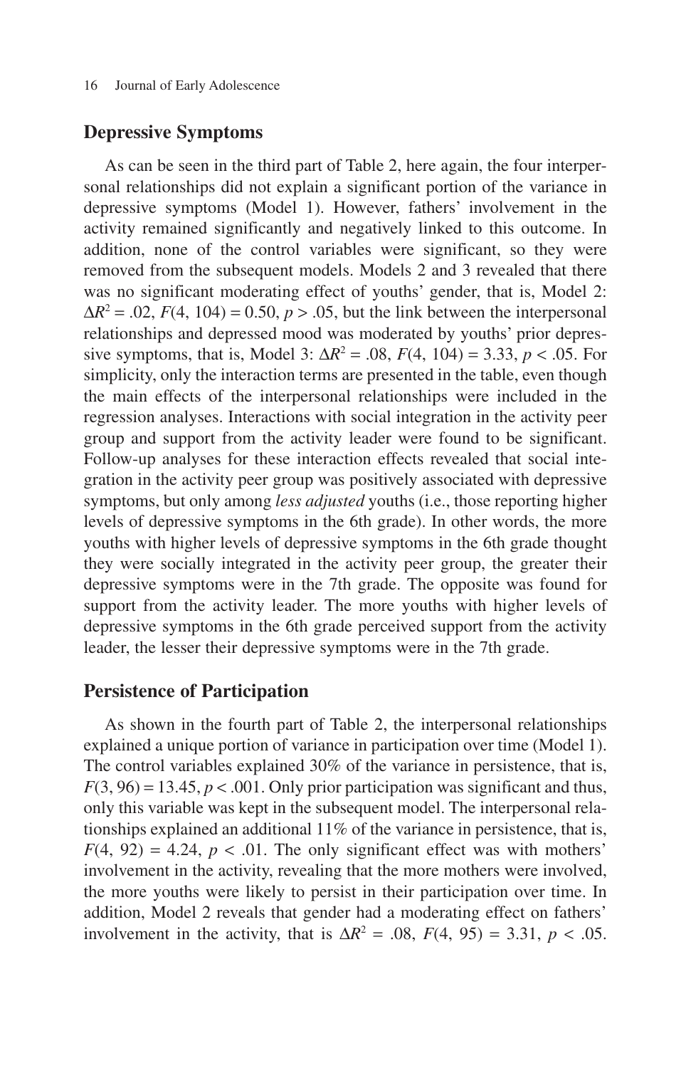## Depressive Symptoms

As can be seen in the third part of Table 2, here again, the four interpersonal relationships did not explain a significant portion of the variance in depressive symptoms (Model 1). However, fathers' involvement in the activity remained significantly and negatively linked to this outcome. In addition, none of the control variables were significant, so they were removed from the subsequent models. Models 2 and 3 revealed that there was no significant moderating effect of youths' gender, that is, Model 2: $\Delta R^2 = .02$, $F(4, 104) = 0.50$, $p > .05$, but the link between the interpersonal relationships and depressed mood was moderated by youths' prior depressive symptoms, that is, Model 3: $\Delta R^2 = .08$, $F(4, 104) = 3.33$, $p < .05$. For simplicity, only the interaction terms are presented in the table, even though the main effects of the interpersonal relationships were included in the regression analyses. Interactions with social integration in the activity peer group and support from the activity leader were found to be significant. Follow-up analyses for these interaction effects revealed that social integration in the activity peer group was positively associated with depressive symptoms, but only among *less adjusted* youths (i.e., those reporting higher levels of depressive symptoms in the 6th grade). In other words, the more youths with higher levels of depressive symptoms in the 6th grade thought they were socially integrated in the activity peer group, the greater their depressive symptoms were in the 7th grade. The opposite was found for support from the activity leader. The more youths with higher levels of depressive symptoms in the 6th grade perceived support from the activity leader, the lesser their depressive symptoms were in the 7th grade.

## Persistence of Participation

As shown in the fourth part of Table 2, the interpersonal relationships explained a unique portion of variance in participation over time (Model 1). The control variables explained 30% of the variance in persistence, that is, $F(3, 96) = 13.45$, $p < .001$. Only prior participation was significant and thus, only this variable was kept in the subsequent model. The interpersonal relationships explained an additional 11% of the variance in persistence, that is, $F(4, 92) = 4.24$, $p < .01$. The only significant effect was with mothers' involvement in the activity, revealing that the more mothers were involved, the more youths were likely to persist in their participation over time. In addition, Model 2 reveals that gender had a moderating effect on fathers' involvement in the activity, that is $\Delta R^2 = .08$, $F(4, 95) = 3.31$, $p < .05$.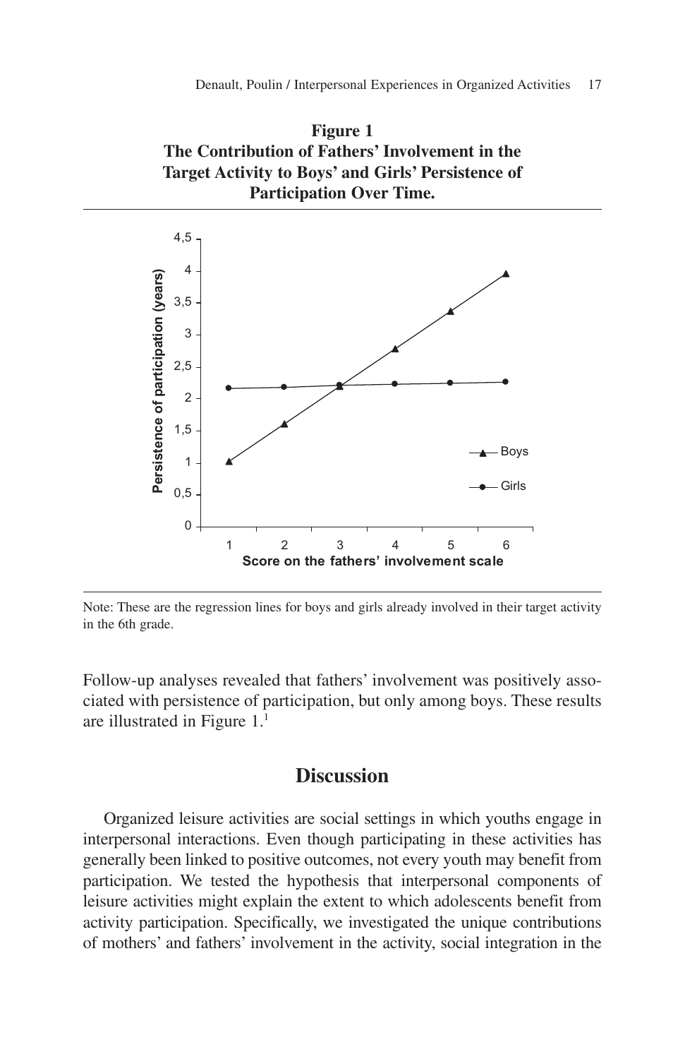**Figure 1**
**The Contribution of Fathers' Involvement in the Target Activity to Boys' and Girls' Persistence of Participation Over Time.**

Note: These are the regression lines for boys and girls already involved in their target activity in the 6th grade.

Follow-up analyses revealed that fathers' involvement was positively associated with persistence of participation, but only among boys. These results are illustrated in Figure 1.[1]

## Discussion

Organized leisure activities are social settings in which youths engage in interpersonal interactions. Even though participating in these activities has generally been linked to positive outcomes, not every youth may benefit from participation. We tested the hypothesis that interpersonal components of leisure activities might explain the extent to which adolescents benefit from activity participation. Specifically, we investigated the unique contributions of mothers' and fathers' involvement in the activity, social integration in the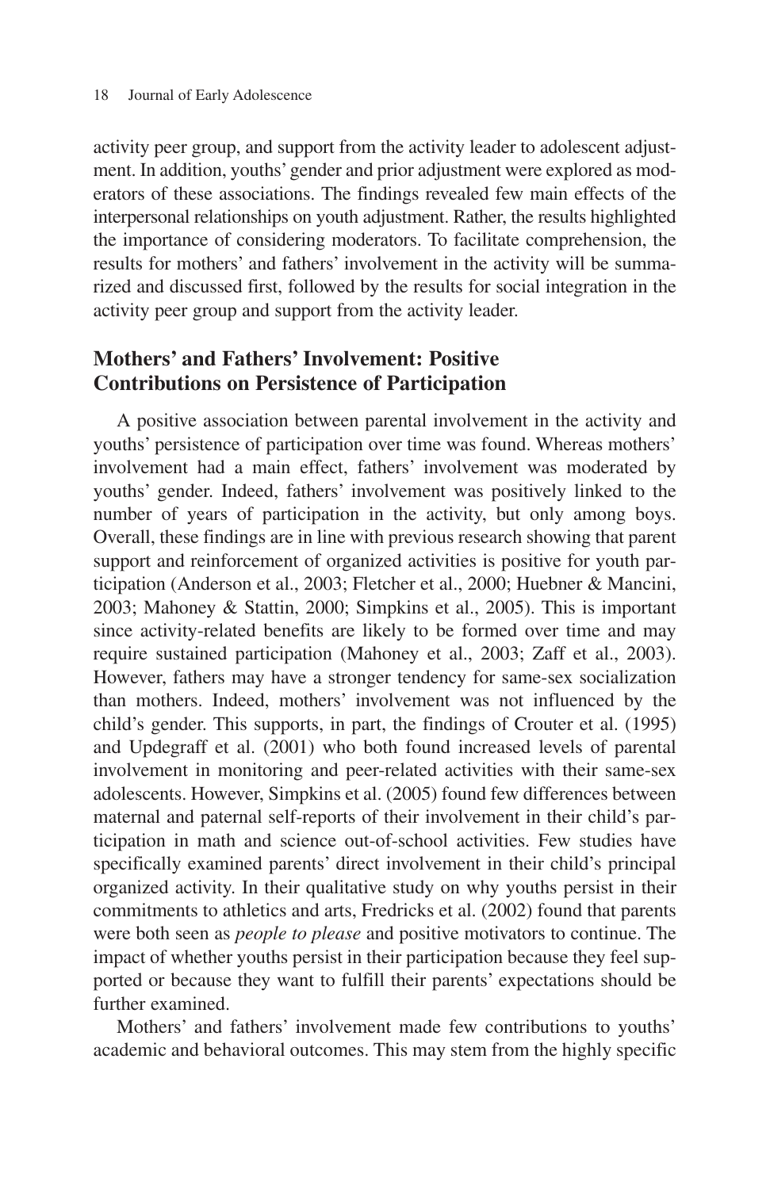activity peer group, and support from the activity leader to adolescent adjustment. In addition, youths' gender and prior adjustment were explored as moderators of these associations. The findings revealed few main effects of the interpersonal relationships on youth adjustment. Rather, the results highlighted the importance of considering moderators. To facilitate comprehension, the results for mothers' and fathers' involvement in the activity will be summarized and discussed first, followed by the results for social integration in the activity peer group and support from the activity leader.

## Mothers' and Fathers' Involvement: Positive Contributions on Persistence of Participation

A positive association between parental involvement in the activity and youths' persistence of participation over time was found. Whereas mothers' involvement had a main effect, fathers' involvement was moderated by youths' gender. Indeed, fathers' involvement was positively linked to the number of years of participation in the activity, but only among boys. Overall, these findings are in line with previous research showing that parent support and reinforcement of organized activities is positive for youth participation (Anderson et al., 2003; Fletcher et al., 2000; Huebner & Mancini, 2003; Mahoney & Stattin, 2000; Simpkins et al., 2005). This is important since activity-related benefits are likely to be formed over time and may require sustained participation (Mahoney et al., 2003; Zaff et al., 2003). However, fathers may have a stronger tendency for same-sex socialization than mothers. Indeed, mothers' involvement was not influenced by the child's gender. This supports, in part, the findings of Crouter et al. (1995) and Updegraff et al. (2001) who both found increased levels of parental involvement in monitoring and peer-related activities with their same-sex adolescents. However, Simpkins et al. (2005) found few differences between maternal and paternal self-reports of their involvement in their child's participation in math and science out-of-school activities. Few studies have specifically examined parents' direct involvement in their child's principal organized activity. In their qualitative study on why youths persist in their commitments to athletics and arts, Fredricks et al. (2002) found that parents were both seen as *people to please* and positive motivators to continue. The impact of whether youths persist in their participation because they feel supported or because they want to fulfill their parents' expectations should be further examined.

Mothers' and fathers' involvement made few contributions to youths' academic and behavioral outcomes. This may stem from the highly specific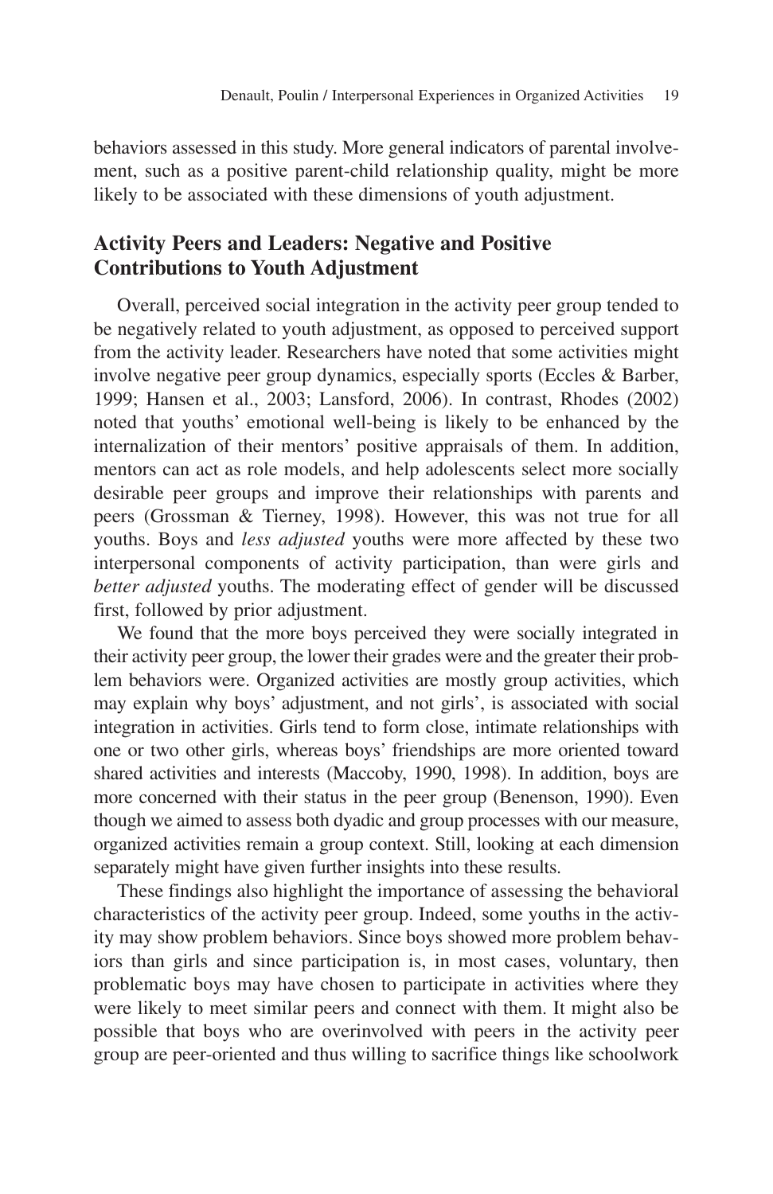behaviors assessed in this study. More general indicators of parental involvement, such as a positive parent-child relationship quality, might be more likely to be associated with these dimensions of youth adjustment.

## Activity Peers and Leaders: Negative and Positive Contributions to Youth Adjustment

Overall, perceived social integration in the activity peer group tended to be negatively related to youth adjustment, as opposed to perceived support from the activity leader. Researchers have noted that some activities might involve negative peer group dynamics, especially sports (Eccles & Barber, 1999; Hansen et al., 2003; Lansford, 2006). In contrast, Rhodes (2002) noted that youths' emotional well-being is likely to be enhanced by the internalization of their mentors' positive appraisals of them. In addition, mentors can act as role models, and help adolescents select more socially desirable peer groups and improve their relationships with parents and peers (Grossman & Tierney, 1998). However, this was not true for all youths. Boys and *less adjusted* youths were more affected by these two interpersonal components of activity participation, than were girls and *better adjusted* youths. The moderating effect of gender will be discussed first, followed by prior adjustment.

We found that the more boys perceived they were socially integrated in their activity peer group, the lower their grades were and the greater their problem behaviors were. Organized activities are mostly group activities, which may explain why boys' adjustment, and not girls', is associated with social integration in activities. Girls tend to form close, intimate relationships with one or two other girls, whereas boys' friendships are more oriented toward shared activities and interests (Maccoby, 1990, 1998). In addition, boys are more concerned with their status in the peer group (Benenson, 1990). Even though we aimed to assess both dyadic and group processes with our measure, organized activities remain a group context. Still, looking at each dimension separately might have given further insights into these results.

These findings also highlight the importance of assessing the behavioral characteristics of the activity peer group. Indeed, some youths in the activity may show problem behaviors. Since boys showed more problem behaviors than girls and since participation is, in most cases, voluntary, then problematic boys may have chosen to participate in activities where they were likely to meet similar peers and connect with them. It might also be possible that boys who are overinvolved with peers in the activity peer group are peer-oriented and thus willing to sacrifice things like schoolwork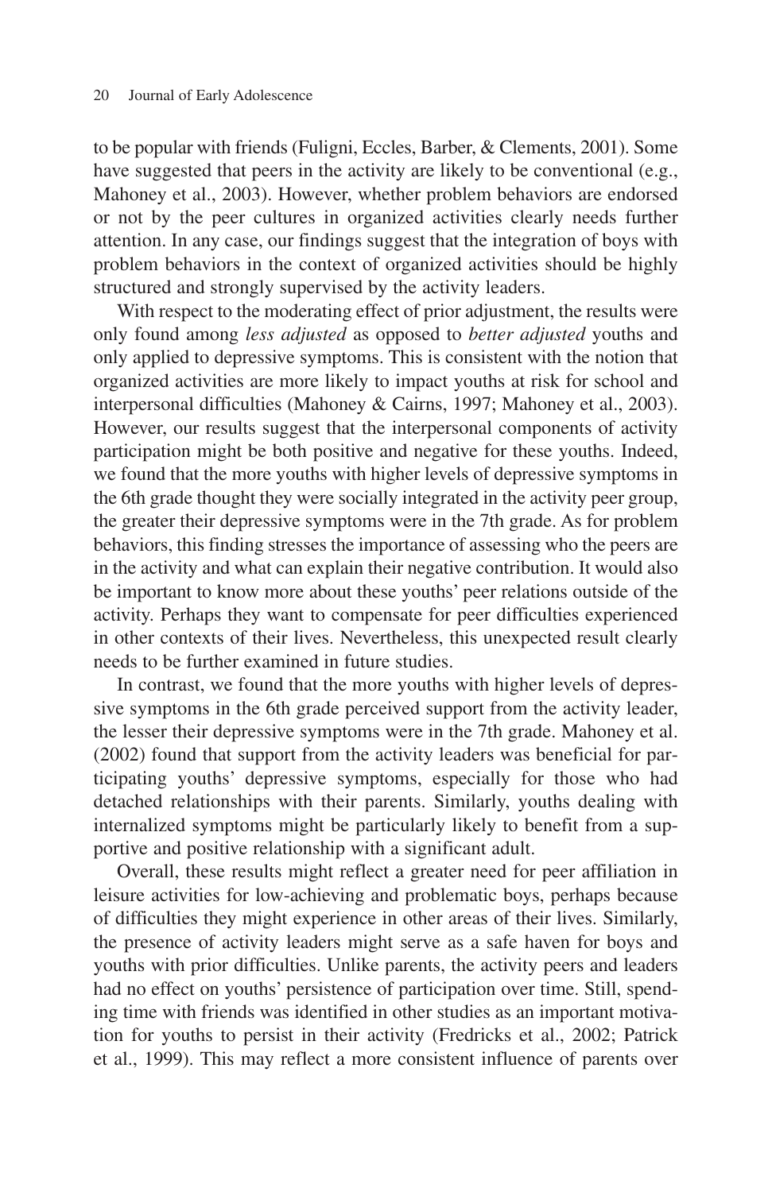to be popular with friends (Fuligni, Eccles, Barber, & Clements, 2001). Some have suggested that peers in the activity are likely to be conventional (e.g., Mahoney et al., 2003). However, whether problem behaviors are endorsed or not by the peer cultures in organized activities clearly needs further attention. In any case, our findings suggest that the integration of boys with problem behaviors in the context of organized activities should be highly structured and strongly supervised by the activity leaders.

With respect to the moderating effect of prior adjustment, the results were only found among *less adjusted* as opposed to *better adjusted* youths and only applied to depressive symptoms. This is consistent with the notion that organized activities are more likely to impact youths at risk for school and interpersonal difficulties (Mahoney & Cairns, 1997; Mahoney et al., 2003). However, our results suggest that the interpersonal components of activity participation might be both positive and negative for these youths. Indeed, we found that the more youths with higher levels of depressive symptoms in the 6th grade thought they were socially integrated in the activity peer group, the greater their depressive symptoms were in the 7th grade. As for problem behaviors, this finding stresses the importance of assessing who the peers are in the activity and what can explain their negative contribution. It would also be important to know more about these youths' peer relations outside of the activity. Perhaps they want to compensate for peer difficulties experienced in other contexts of their lives. Nevertheless, this unexpected result clearly needs to be further examined in future studies.

In contrast, we found that the more youths with higher levels of depressive symptoms in the 6th grade perceived support from the activity leader, the lesser their depressive symptoms were in the 7th grade. Mahoney et al. (2002) found that support from the activity leaders was beneficial for participating youths' depressive symptoms, especially for those who had detached relationships with their parents. Similarly, youths dealing with internalized symptoms might be particularly likely to benefit from a supportive and positive relationship with a significant adult.

Overall, these results might reflect a greater need for peer affiliation in leisure activities for low-achieving and problematic boys, perhaps because of difficulties they might experience in other areas of their lives. Similarly, the presence of activity leaders might serve as a safe haven for boys and youths with prior difficulties. Unlike parents, the activity peers and leaders had no effect on youths' persistence of participation over time. Still, spending time with friends was identified in other studies as an important motivation for youths to persist in their activity (Fredricks et al., 2002; Patrick et al., 1999). This may reflect a more consistent influence of parents over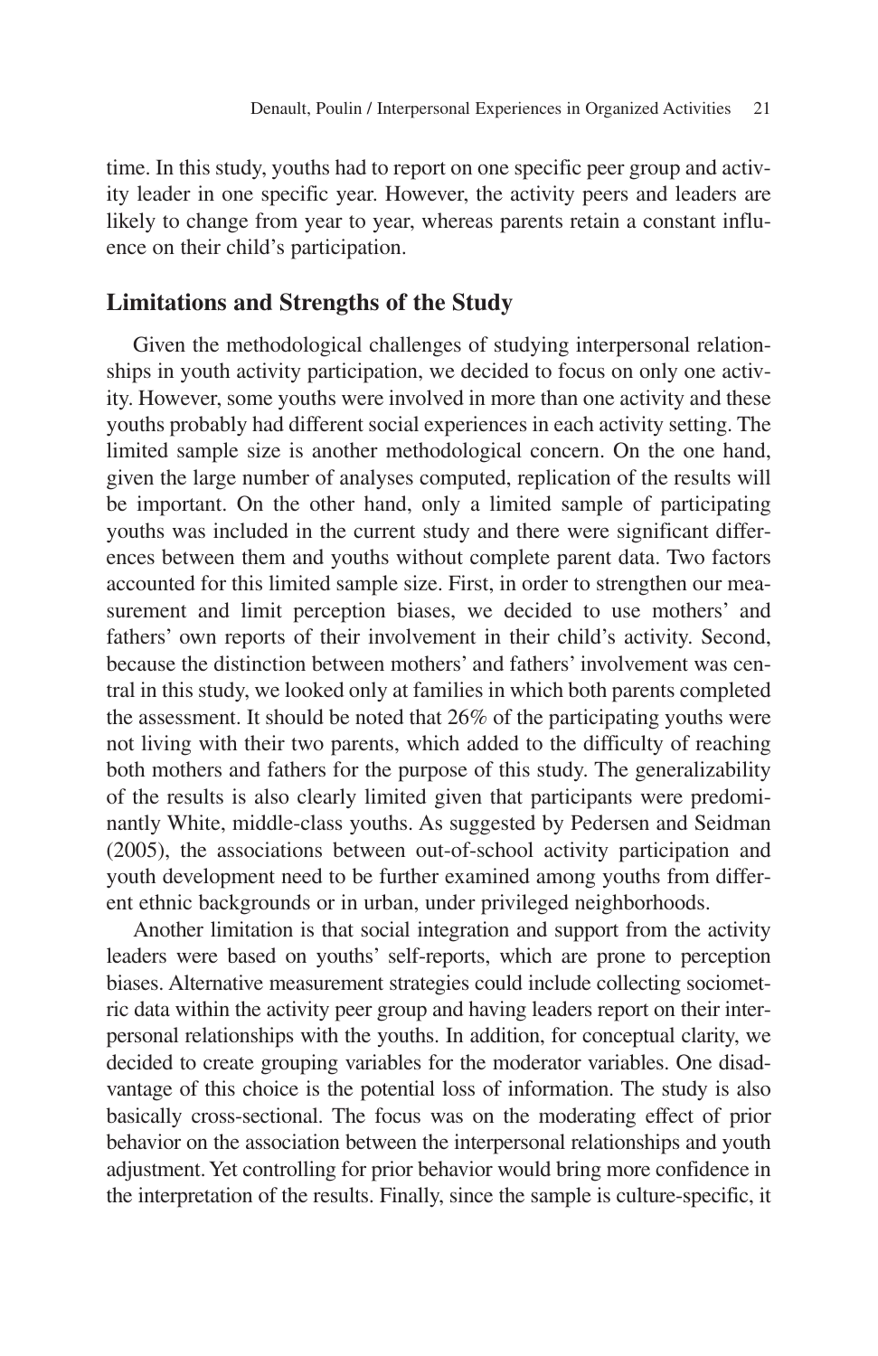time. In this study, youths had to report on one specific peer group and activity leader in one specific year. However, the activity peers and leaders are likely to change from year to year, whereas parents retain a constant influence on their child's participation.

## Limitations and Strengths of the Study

Given the methodological challenges of studying interpersonal relationships in youth activity participation, we decided to focus on only one activity. However, some youths were involved in more than one activity and these youths probably had different social experiences in each activity setting. The limited sample size is another methodological concern. On the one hand, given the large number of analyses computed, replication of the results will be important. On the other hand, only a limited sample of participating youths was included in the current study and there were significant differences between them and youths without complete parent data. Two factors accounted for this limited sample size. First, in order to strengthen our measurement and limit perception biases, we decided to use mothers' and fathers' own reports of their involvement in their child's activity. Second, because the distinction between mothers' and fathers' involvement was central in this study, we looked only at families in which both parents completed the assessment. It should be noted that 26% of the participating youths were not living with their two parents, which added to the difficulty of reaching both mothers and fathers for the purpose of this study. The generalizability of the results is also clearly limited given that participants were predominantly White, middle-class youths. As suggested by Pedersen and Seidman (2005), the associations between out-of-school activity participation and youth development need to be further examined among youths from different ethnic backgrounds or in urban, under privileged neighborhoods.

Another limitation is that social integration and support from the activity leaders were based on youths' self-reports, which are prone to perception biases. Alternative measurement strategies could include collecting sociometric data within the activity peer group and having leaders report on their interpersonal relationships with the youths. In addition, for conceptual clarity, we decided to create grouping variables for the moderator variables. One disadvantage of this choice is the potential loss of information. The study is also basically cross-sectional. The focus was on the moderating effect of prior behavior on the association between the interpersonal relationships and youth adjustment. Yet controlling for prior behavior would bring more confidence in the interpretation of the results. Finally, since the sample is culture-specific, it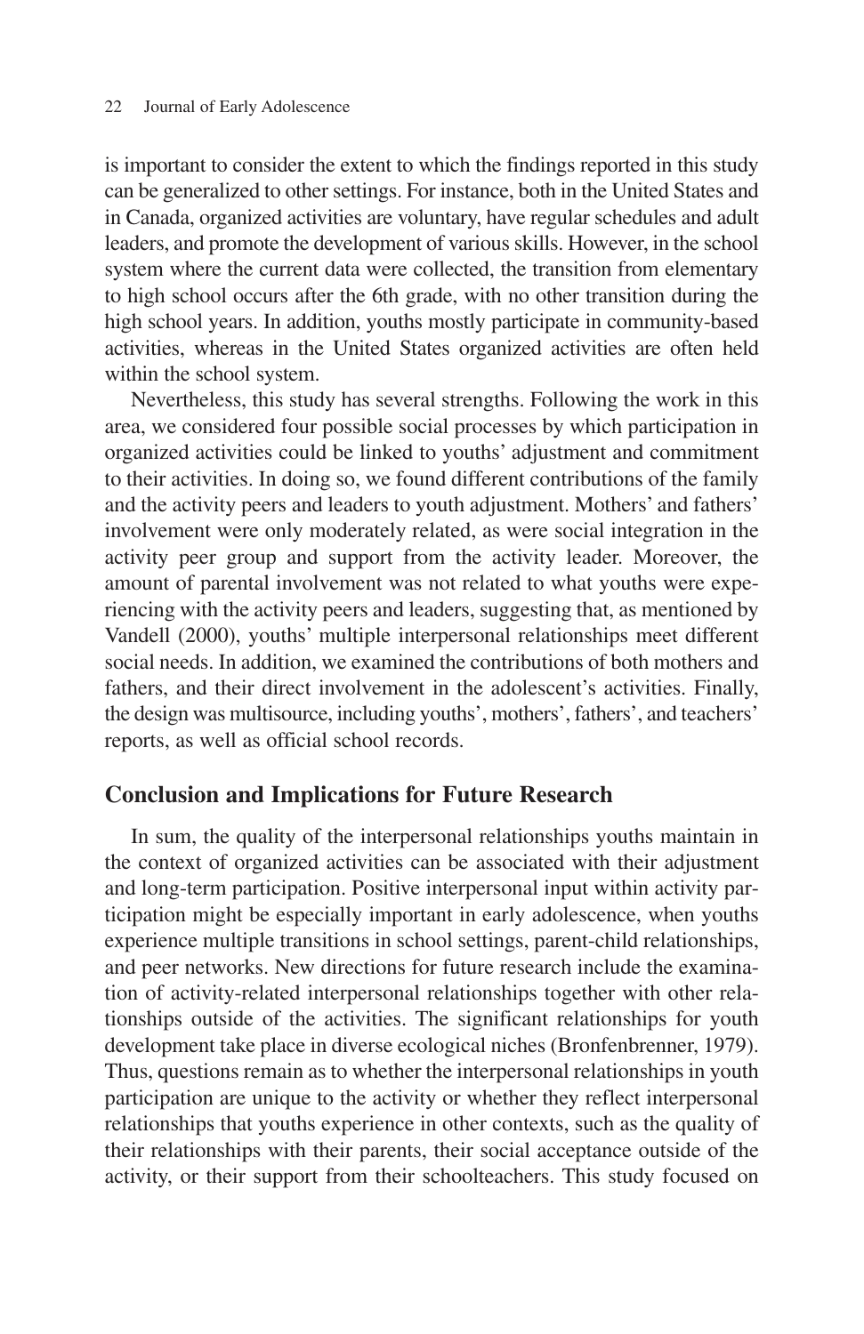is important to consider the extent to which the findings reported in this study can be generalized to other settings. For instance, both in the United States and in Canada, organized activities are voluntary, have regular schedules and adult leaders, and promote the development of various skills. However, in the school system where the current data were collected, the transition from elementary to high school occurs after the 6th grade, with no other transition during the high school years. In addition, youths mostly participate in community-based activities, whereas in the United States organized activities are often held within the school system.

Nevertheless, this study has several strengths. Following the work in this area, we considered four possible social processes by which participation in organized activities could be linked to youths' adjustment and commitment to their activities. In doing so, we found different contributions of the family and the activity peers and leaders to youth adjustment. Mothers' and fathers' involvement were only moderately related, as were social integration in the activity peer group and support from the activity leader. Moreover, the amount of parental involvement was not related to what youths were experiencing with the activity peers and leaders, suggesting that, as mentioned by Vandell (2000), youths' multiple interpersonal relationships meet different social needs. In addition, we examined the contributions of both mothers and fathers, and their direct involvement in the adolescent's activities. Finally, the design was multisource, including youths', mothers', fathers', and teachers' reports, as well as official school records.

## Conclusion and Implications for Future Research

In sum, the quality of the interpersonal relationships youths maintain in the context of organized activities can be associated with their adjustment and long-term participation. Positive interpersonal input within activity participation might be especially important in early adolescence, when youths experience multiple transitions in school settings, parent-child relationships, and peer networks. New directions for future research include the examination of activity-related interpersonal relationships together with other relationships outside of the activities. The significant relationships for youth development take place in diverse ecological niches (Bronfenbrenner, 1979). Thus, questions remain as to whether the interpersonal relationships in youth participation are unique to the activity or whether they reflect interpersonal relationships that youths experience in other contexts, such as the quality of their relationships with their parents, their social acceptance outside of the activity, or their support from their schoolteachers. This study focused on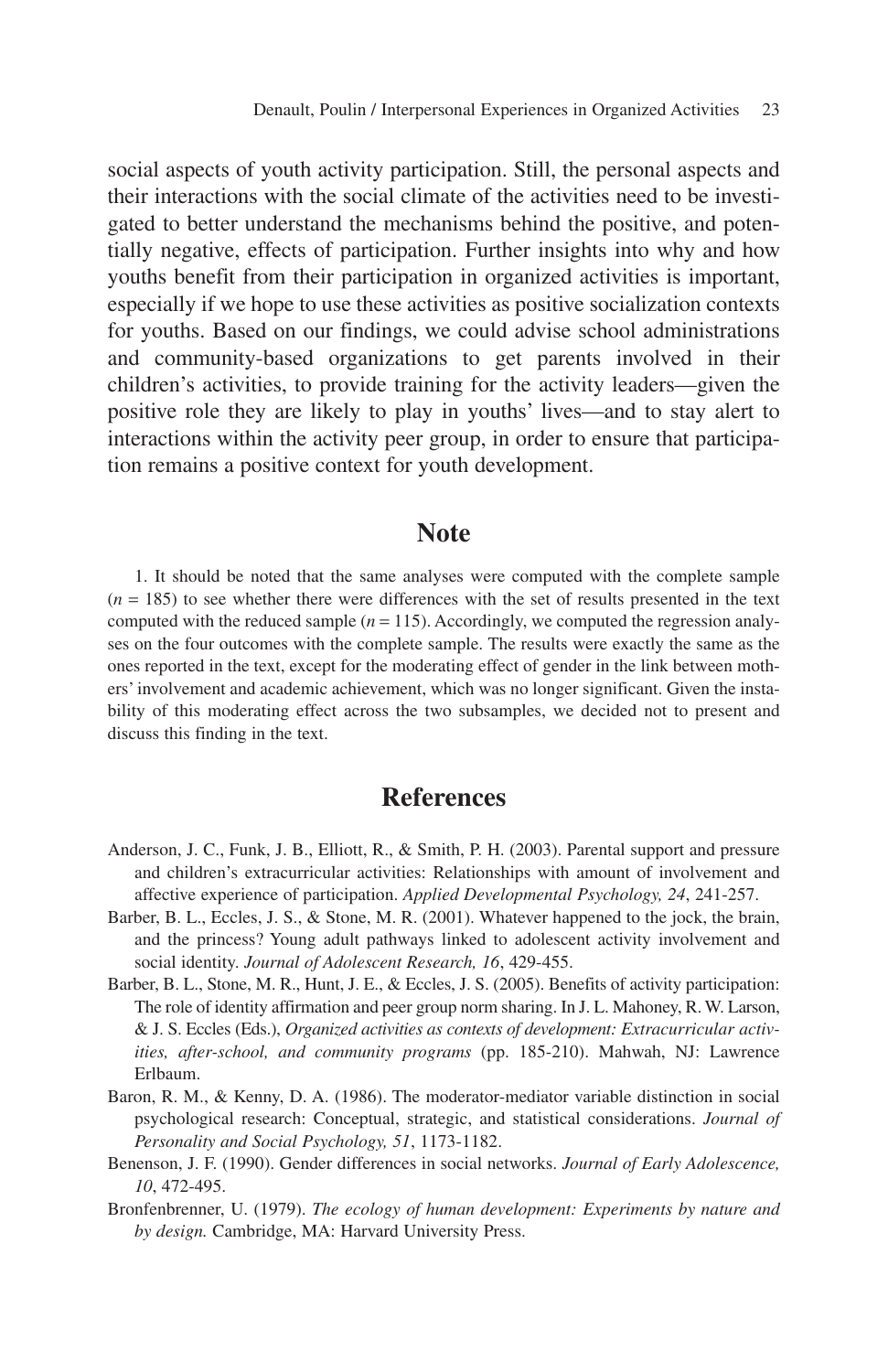social aspects of youth activity participation. Still, the personal aspects and their interactions with the social climate of the activities need to be investigated to better understand the mechanisms behind the positive, and potentially negative, effects of participation. Further insights into why and how youths benefit from their participation in organized activities is important, especially if we hope to use these activities as positive socialization contexts for youths. Based on our findings, we could advise school administrations and community-based organizations to get parents involved in their children's activities, to provide training for the activity leaders—given the positive role they are likely to play in youths' lives—and to stay alert to interactions within the activity peer group, in order to ensure that participation remains a positive context for youth development.

## Note

1. It should be noted that the same analyses were computed with the complete sample ($n = 185$) to see whether there were differences with the set of results presented in the text computed with the reduced sample ($n = 115$). Accordingly, we computed the regression analyses on the four outcomes with the complete sample. The results were exactly the same as the ones reported in the text, except for the moderating effect of gender in the link between mothers' involvement and academic achievement, which was no longer significant. Given the instability of this moderating effect across the two subsamples, we decided not to present and discuss this finding in the text.

## References

Anderson, J. C., Funk, J. B., Elliott, R., & Smith, P. H. (2003). Parental support and pressure and children's extracurricular activities: Relationships with amount of involvement and affective experience of participation. *Applied Developmental Psychology, 24*, 241-257.

Barber, B. L., Eccles, J. S., & Stone, M. R. (2001). Whatever happened to the jock, the brain, and the princess? Young adult pathways linked to adolescent activity involvement and social identity. *Journal of Adolescent Research, 16*, 429-455.

Barber, B. L., Stone, M. R., Hunt, J. E., & Eccles, J. S. (2005). Benefits of activity participation: The role of identity affirmation and peer group norm sharing. In J. L. Mahoney, R. W. Larson, & J. S. Eccles (Eds.), *Organized activities as contexts of development: Extracurricular activities, after-school, and community programs* (pp. 185-210). Mahwah, NJ: Lawrence Erlbaum.

Baron, R. M., & Kenny, D. A. (1986). The moderator-mediator variable distinction in social psychological research: Conceptual, strategic, and statistical considerations. *Journal of Personality and Social Psychology, 51*, 1173-1182.

Benenson, J. F. (1990). Gender differences in social networks. *Journal of Early Adolescence, 10*, 472-495.

Bronfenbrenner, U. (1979). *The ecology of human development: Experiments by nature and by design.* Cambridge, MA: Harvard University Press.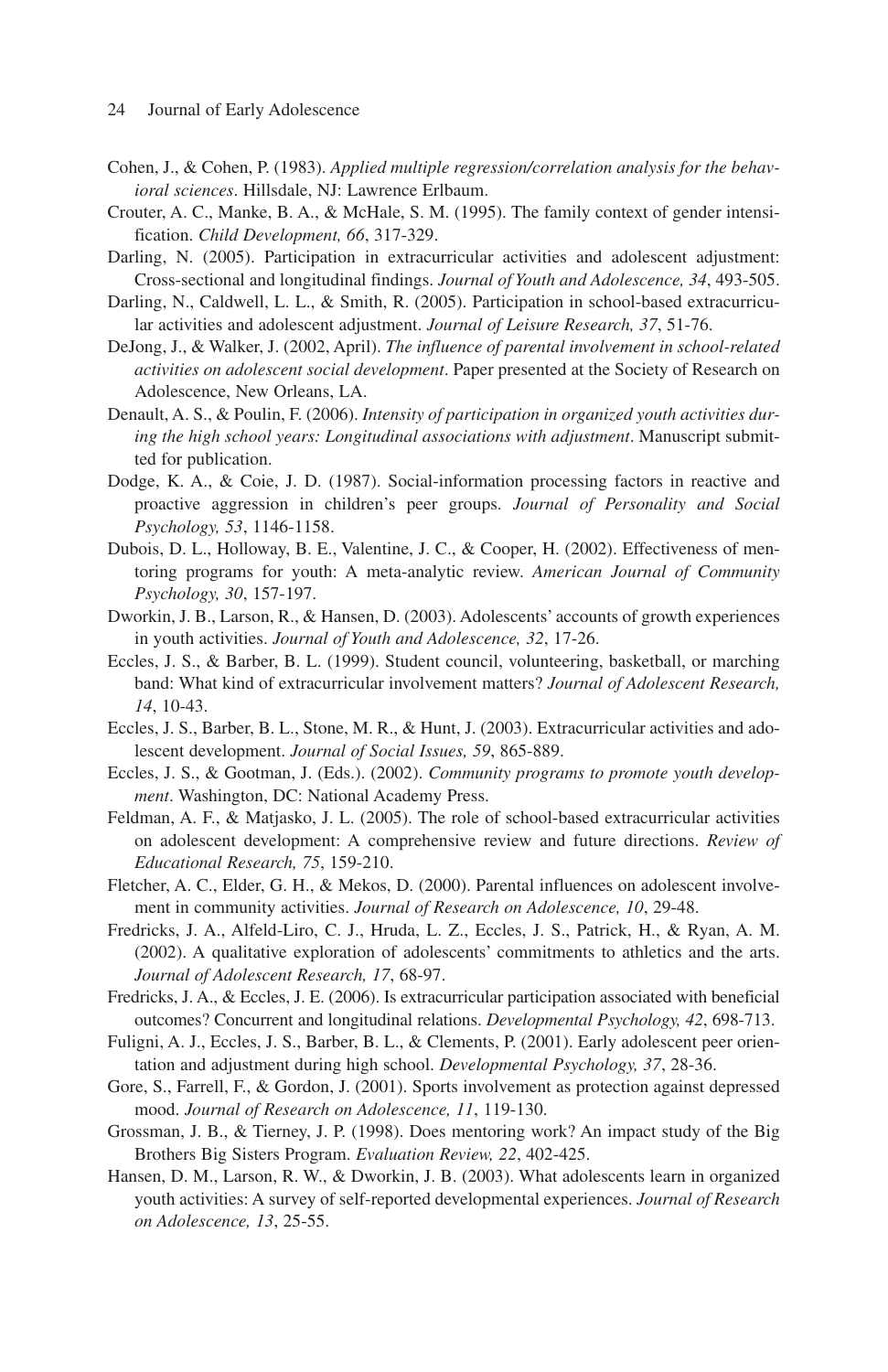Cohen, J., & Cohen, P. (1983). *Applied multiple regression/correlation analysis for the behavioral sciences*. Hillsdale, NJ: Lawrence Erlbaum.

Crouter, A. C., Manke, B. A., & McHale, S. M. (1995). The family context of gender intensification. *Child Development, 66*, 317-329.

Darling, N. (2005). Participation in extracurricular activities and adolescent adjustment: Cross-sectional and longitudinal findings. *Journal of Youth and Adolescence, 34*, 493-505.

Darling, N., Caldwell, L. L., & Smith, R. (2005). Participation in school-based extracurricular activities and adolescent adjustment. *Journal of Leisure Research, 37*, 51-76.

DeJong, J., & Walker, J. (2002, April). *The influence of parental involvement in school-related activities on adolescent social development*. Paper presented at the Society of Research on Adolescence, New Orleans, LA.

Denault, A. S., & Poulin, F. (2006). *Intensity of participation in organized youth activities during the high school years: Longitudinal associations with adjustment*. Manuscript submitted for publication.

Dodge, K. A., & Coie, J. D. (1987). Social-information processing factors in reactive and proactive aggression in children's peer groups. *Journal of Personality and Social Psychology, 53*, 1146-1158.

Dubois, D. L., Holloway, B. E., Valentine, J. C., & Cooper, H. (2002). Effectiveness of mentoring programs for youth: A meta-analytic review. *American Journal of Community Psychology, 30*, 157-197.

Dworkin, J. B., Larson, R., & Hansen, D. (2003). Adolescents' accounts of growth experiences in youth activities. *Journal of Youth and Adolescence, 32*, 17-26.

Eccles, J. S., & Barber, B. L. (1999). Student council, volunteering, basketball, or marching band: What kind of extracurricular involvement matters? *Journal of Adolescent Research, 14*, 10-43.

Eccles, J. S., Barber, B. L., Stone, M. R., & Hunt, J. (2003). Extracurricular activities and adolescent development. *Journal of Social Issues, 59*, 865-889.

Eccles, J. S., & Gootman, J. (Eds.). (2002). *Community programs to promote youth development*. Washington, DC: National Academy Press.

Feldman, A. F., & Matjasko, J. L. (2005). The role of school-based extracurricular activities on adolescent development: A comprehensive review and future directions. *Review of Educational Research, 75*, 159-210.

Fletcher, A. C., Elder, G. H., & Mekos, D. (2000). Parental influences on adolescent involvement in community activities. *Journal of Research on Adolescence, 10*, 29-48.

Fredricks, J. A., Alfeld-Liro, C. J., Hruda, L. Z., Eccles, J. S., Patrick, H., & Ryan, A. M. (2002). A qualitative exploration of adolescents' commitments to athletics and the arts. *Journal of Adolescent Research, 17*, 68-97.

Fredricks, J. A., & Eccles, J. E. (2006). Is extracurricular participation associated with beneficial outcomes? Concurrent and longitudinal relations. *Developmental Psychology, 42*, 698-713.

Fuligni, A. J., Eccles, J. S., Barber, B. L., & Clements, P. (2001). Early adolescent peer orientation and adjustment during high school. *Developmental Psychology, 37*, 28-36.

Gore, S., Farrell, F., & Gordon, J. (2001). Sports involvement as protection against depressed mood. *Journal of Research on Adolescence, 11*, 119-130.

Grossman, J. B., & Tierney, J. P. (1998). Does mentoring work? An impact study of the Big Brothers Big Sisters Program. *Evaluation Review, 22*, 402-425.

Hansen, D. M., Larson, R. W., & Dworkin, J. B. (2003). What adolescents learn in organized youth activities: A survey of self-reported developmental experiences. *Journal of Research on Adolescence, 13*, 25-55.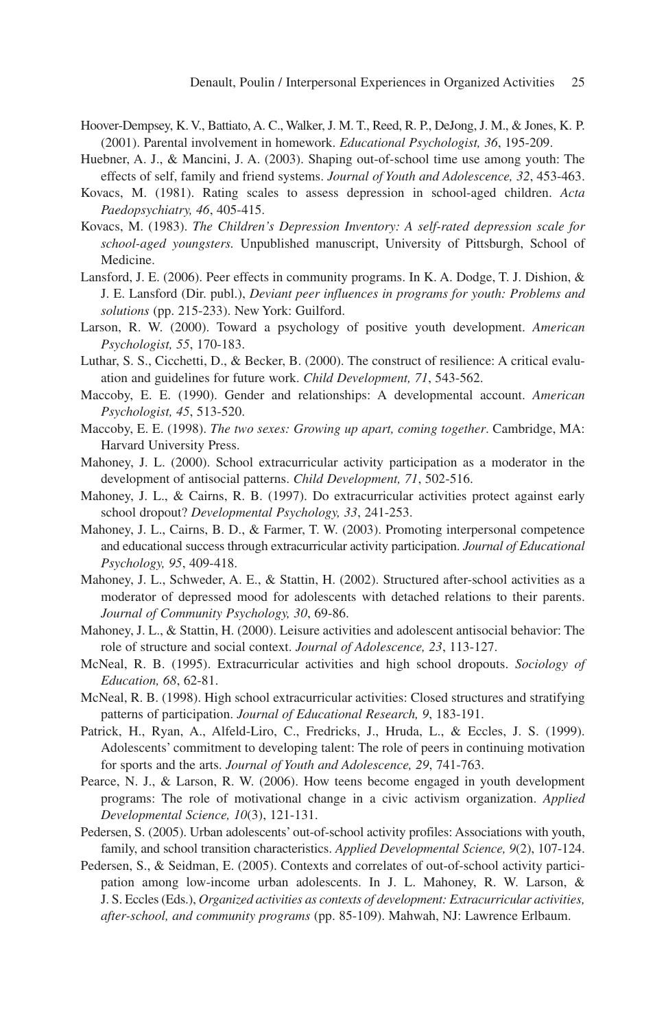Hoover-Dempsey, K. V., Battiato, A. C., Walker, J. M. T., Reed, R. P., DeJong, J. M., & Jones, K. P. (2001). Parental involvement in homework. *Educational Psychologist, 36*, 195-209.

Huebner, A. J., & Mancini, J. A. (2003). Shaping out-of-school time use among youth: The effects of self, family and friend systems. *Journal of Youth and Adolescence, 32*, 453-463.

Kovacs, M. (1981). Rating scales to assess depression in school-aged children. *Acta Paedopsychiatry, 46*, 405-415.

Kovacs, M. (1983). *The Children's Depression Inventory: A self-rated depression scale for school-aged youngsters.* Unpublished manuscript, University of Pittsburgh, School of Medicine.

Lansford, J. E. (2006). Peer effects in community programs. In K. A. Dodge, T. J. Dishion, & J. E. Lansford (Dir. publ.), *Deviant peer influences in programs for youth: Problems and solutions* (pp. 215-233). New York: Guilford.

Larson, R. W. (2000). Toward a psychology of positive youth development. *American Psychologist, 55*, 170-183.

Luthar, S. S., Cicchetti, D., & Becker, B. (2000). The construct of resilience: A critical evaluation and guidelines for future work. *Child Development, 71*, 543-562.

Maccoby, E. E. (1990). Gender and relationships: A developmental account. *American Psychologist, 45*, 513-520.

Maccoby, E. E. (1998). *The two sexes: Growing up apart, coming together*. Cambridge, MA: Harvard University Press.

Mahoney, J. L. (2000). School extracurricular activity participation as a moderator in the development of antisocial patterns. *Child Development, 71*, 502-516.

Mahoney, J. L., & Cairns, R. B. (1997). Do extracurricular activities protect against early school dropout? *Developmental Psychology, 33*, 241-253.

Mahoney, J. L., Cairns, B. D., & Farmer, T. W. (2003). Promoting interpersonal competence and educational success through extracurricular activity participation. *Journal of Educational Psychology, 95*, 409-418.

Mahoney, J. L., Schweder, A. E., & Stattin, H. (2002). Structured after-school activities as a moderator of depressed mood for adolescents with detached relations to their parents. *Journal of Community Psychology, 30*, 69-86.

Mahoney, J. L., & Stattin, H. (2000). Leisure activities and adolescent antisocial behavior: The role of structure and social context. *Journal of Adolescence, 23*, 113-127.

McNeal, R. B. (1995). Extracurricular activities and high school dropouts. *Sociology of Education, 68*, 62-81.

McNeal, R. B. (1998). High school extracurricular activities: Closed structures and stratifying patterns of participation. *Journal of Educational Research, 9*, 183-191.

Patrick, H., Ryan, A., Alfeld-Liro, C., Fredricks, J., Hruda, L., & Eccles, J. S. (1999). Adolescents' commitment to developing talent: The role of peers in continuing motivation for sports and the arts. *Journal of Youth and Adolescence, 29*, 741-763.

Pearce, N. J., & Larson, R. W. (2006). How teens become engaged in youth development programs: The role of motivational change in a civic activism organization. *Applied Developmental Science, 10*(3), 121-131.

Pedersen, S. (2005). Urban adolescents' out-of-school activity profiles: Associations with youth, family, and school transition characteristics. *Applied Developmental Science, 9*(2), 107-124.

Pedersen, S., & Seidman, E. (2005). Contexts and correlates of out-of-school activity participation among low-income urban adolescents. In J. L. Mahoney, R. W. Larson, & J. S. Eccles (Eds.), *Organized activities as contexts of development: Extracurricular activities, after-school, and community programs* (pp. 85-109). Mahwah, NJ: Lawrence Erlbaum.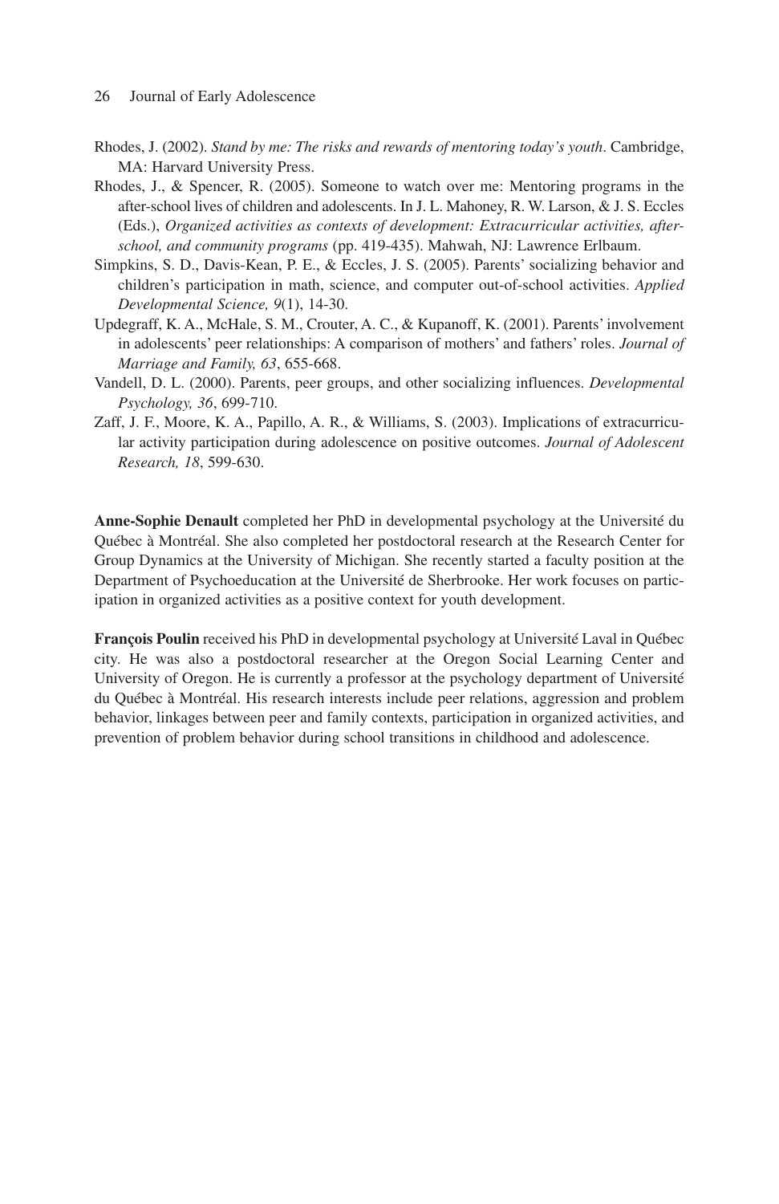Rhodes, J. (2002). *Stand by me: The risks and rewards of mentoring today's youth*. Cambridge, MA: Harvard University Press.

Rhodes, J., & Spencer, R. (2005). Someone to watch over me: Mentoring programs in the after-school lives of children and adolescents. In J. L. Mahoney, R. W. Larson, & J. S. Eccles (Eds.), *Organized activities as contexts of development: Extracurricular activities, after-school, and community programs* (pp. 419-435). Mahwah, NJ: Lawrence Erlbaum.

Simpkins, S. D., Davis-Kean, P. E., & Eccles, J. S. (2005). Parents' socializing behavior and children's participation in math, science, and computer out-of-school activities. *Applied Developmental Science, 9*(1), 14-30.

Updegraff, K. A., McHale, S. M., Crouter, A. C., & Kupanoff, K. (2001). Parents' involvement in adolescents' peer relationships: A comparison of mothers' and fathers' roles. *Journal of Marriage and Family, 63*, 655-668.

Vandell, D. L. (2000). Parents, peer groups, and other socializing influences. *Developmental Psychology, 36*, 699-710.

Zaff, J. F., Moore, K. A., Papillo, A. R., & Williams, S. (2003). Implications of extracurricular activity participation during adolescence on positive outcomes. *Journal of Adolescent Research, 18*, 599-630.

**Anne-Sophie Denault** completed her PhD in developmental psychology at the Université du Québec à Montréal. She also completed her postdoctoral research at the Research Center for Group Dynamics at the University of Michigan. She recently started a faculty position at the Department of Psychoeducation at the Université de Sherbrooke. Her work focuses on participation in organized activities as a positive context for youth development.

**François Poulin** received his PhD in developmental psychology at Université Laval in Québec city. He was also a postdoctoral researcher at the Oregon Social Learning Center and University of Oregon. He is currently a professor at the psychology department of Université du Québec à Montréal. His research interests include peer relations, aggression and problem behavior, linkages between peer and family contexts, participation in organized activities, and prevention of problem behavior during school transitions in childhood and adolescence.